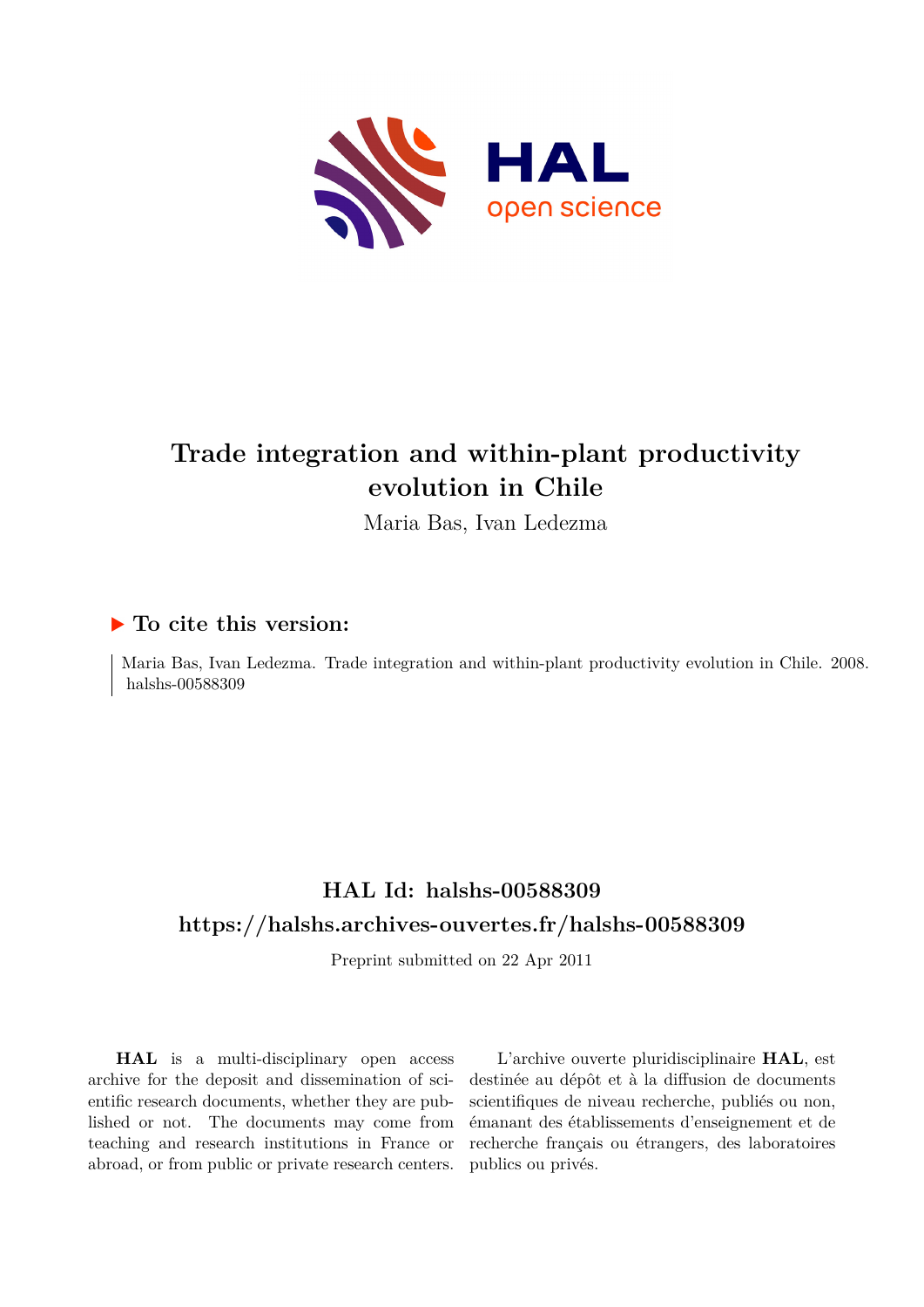# Trade integration and within-plant productivity evolution in Chile

Maria Bas, Ivan Ledezma

## ▶ To cite this version:

Maria Bas, Ivan Ledezma. Trade integration and within-plant productivity evolution in Chile. 2008. halshs-00588309

## HAL Id: halshs-00588309

## https://halshs.archives-ouvertes.fr/halshs-00588309

Preprint submitted on 22 Apr 2011

**HAL** is a multi-disciplinary open access archive for the deposit and dissemination of scientific research documents, whether they are published or not. The documents may come from teaching and research institutions in France or abroad, or from public or private research centers.

L'archive ouverte pluridisciplinaire **HAL**, est destinée au dépôt et à la diffusion de documents scientifiques de niveau recherche, publiés ou non, émanant des établissements d'enseignement et de recherche français ou étrangers, des laboratoires publics ou privés.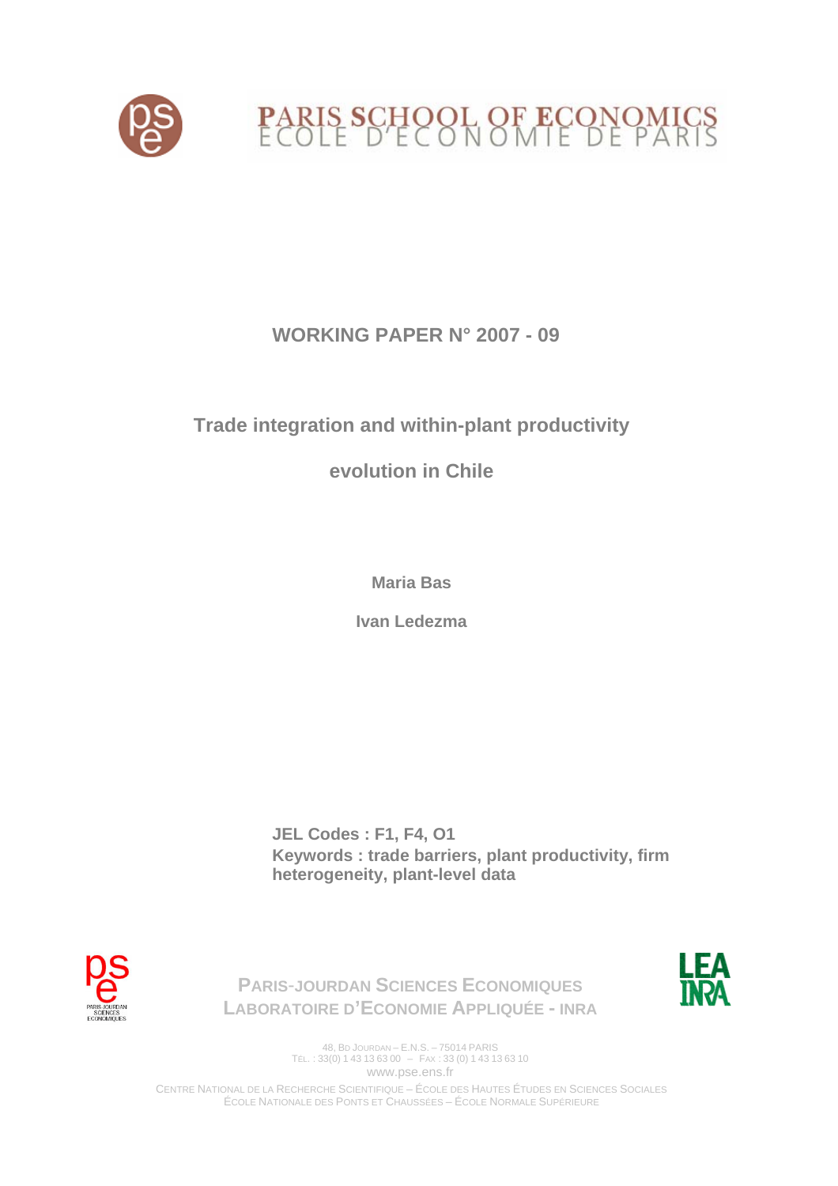PARIS SCHOOL OF ECONOMICS
ECOLE D'ECONOMIE DE PARIS

# WORKING PAPER N° 2007 - 09

## Trade integration and within-plant productivity evolution in Chile

**Maria Bas**

**Ivan Ledezma**

**JEL Codes : F1, F4, O1**
**Keywords : trade barriers, plant productivity, firm heterogeneity, plant-level data**

PARIS-JOURDAN SCIENCES ECONOMIQUES
LABORATOIRE D'ECONOMIE APPLIQUÉE - INRA

48, BD JOURDAN – E.N.S. – 75014 PARIS
TÉL. : 33(0) 1 43 13 63 00 – FAX : 33 (0) 1 43 13 63 10
www.pse.ens.fr

CENTRE NATIONAL DE LA RECHERCHE SCIENTIFIQUE – ÉCOLE DES HAUTES ÉTUDES EN SCIENCES SOCIALES
ÉCOLE NATIONALE DES PONTS ET CHAUSSÉES – ÉCOLE NORMALE SUPÉRIEURE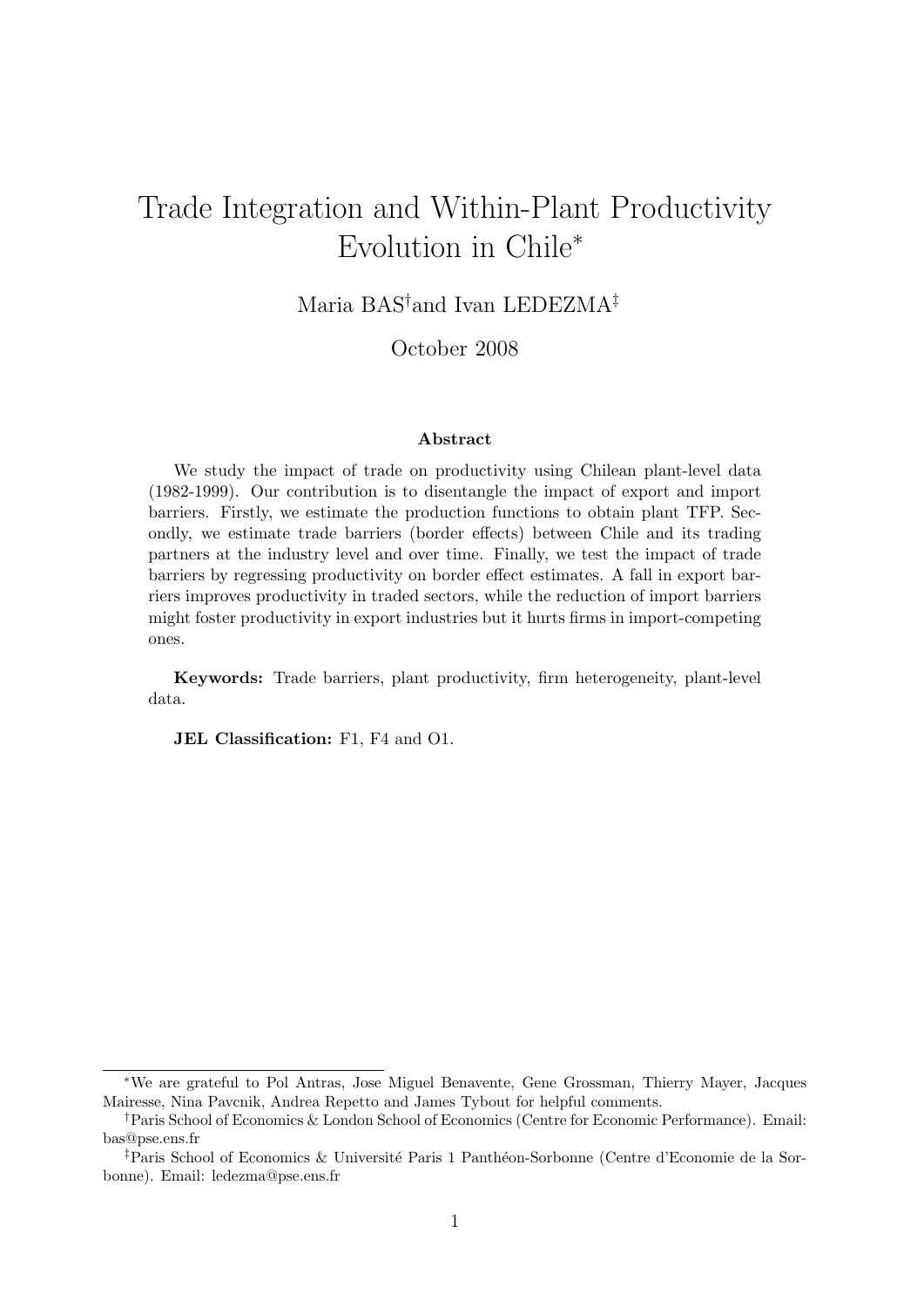# Trade Integration and Within-Plant Productivity Evolution in Chile*

Maria BAS[†] and Ivan LEDEZMA[‡]

October 2008

### Abstract

We study the impact of trade on productivity using Chilean plant-level data (1982-1999). Our contribution is to disentangle the impact of export and import barriers. Firstly, we estimate the production functions to obtain plant TFP. Secondly, we estimate trade barriers (border effects) between Chile and its trading partners at the industry level and over time. Finally, we test the impact of trade barriers by regressing productivity on border effect estimates. A fall in export barriers improves productivity in traded sectors, while the reduction of import barriers might foster productivity in export industries but it hurts firms in import-competing ones.

**Keywords:** Trade barriers, plant productivity, firm heterogeneity, plant-level data.

**JEL Classification:** F1, F4 and O1.

---

*We are grateful to Pol Antras, Jose Miguel Benavente, Gene Grossman, Thierry Mayer, Jacques Mairesse, Nina Pavcnik, Andrea Repetto and James Tybout for helpful comments.

†Paris School of Economics & London School of Economics (Centre for Economic Performance). Email: bas@pse.ens.fr

‡Paris School of Economics & Université Paris 1 Panthéon-Sorbonne (Centre d'Economie de la Sorbonne). Email: ledezma@pse.ens.fr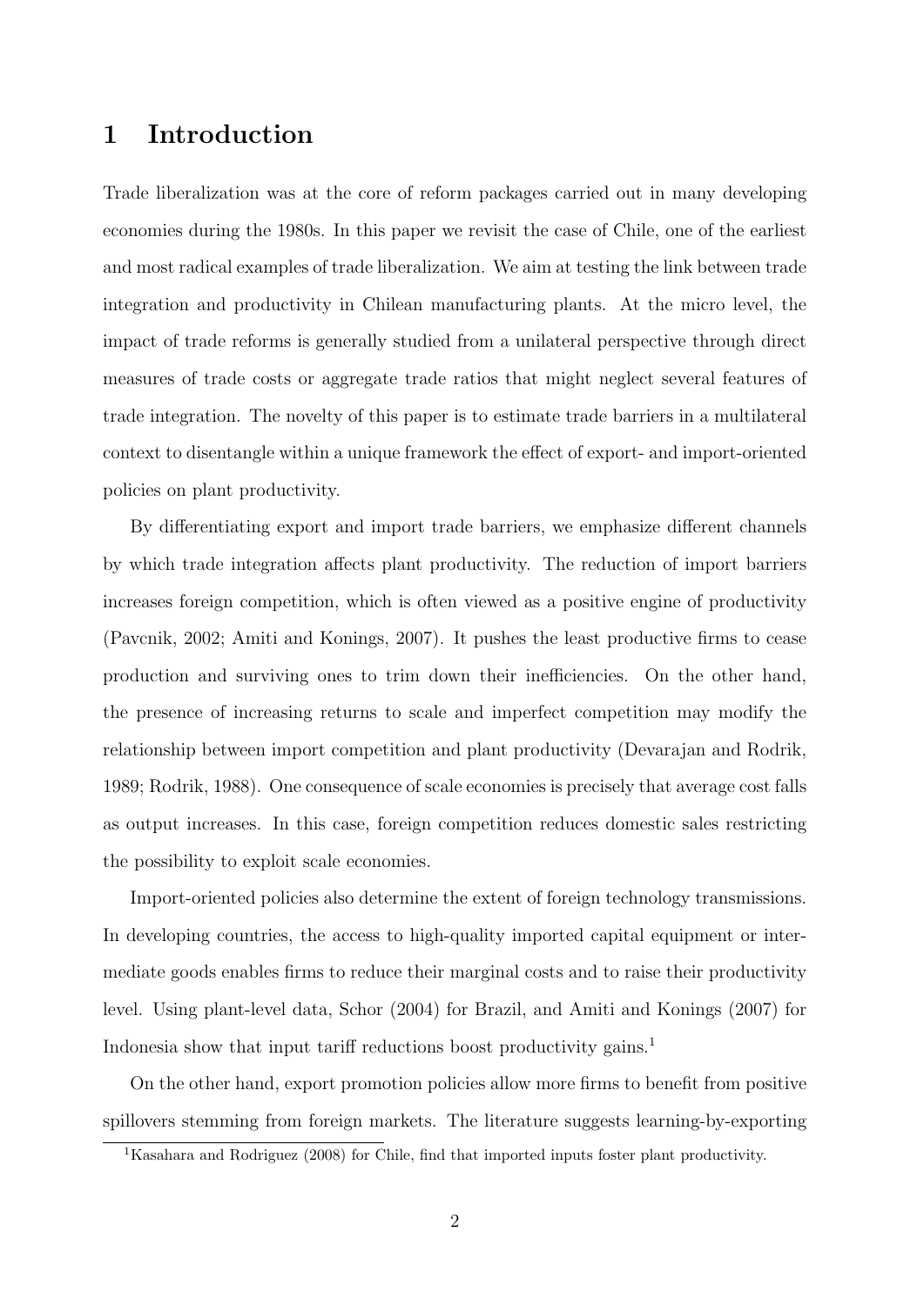# 1 Introduction

Trade liberalization was at the core of reform packages carried out in many developing economies during the 1980s. In this paper we revisit the case of Chile, one of the earliest and most radical examples of trade liberalization. We aim at testing the link between trade integration and productivity in Chilean manufacturing plants. At the micro level, the impact of trade reforms is generally studied from a unilateral perspective through direct measures of trade costs or aggregate trade ratios that might neglect several features of trade integration. The novelty of this paper is to estimate trade barriers in a multilateral context to disentangle within a unique framework the effect of export- and import-oriented policies on plant productivity.

By differentiating export and import trade barriers, we emphasize different channels by which trade integration affects plant productivity. The reduction of import barriers increases foreign competition, which is often viewed as a positive engine of productivity (Pavcnik, 2002; Amiti and Konings, 2007). It pushes the least productive firms to cease production and surviving ones to trim down their inefficiencies. On the other hand, the presence of increasing returns to scale and imperfect competition may modify the relationship between import competition and plant productivity (Devarajan and Rodrik, 1989; Rodrik, 1988). One consequence of scale economies is precisely that average cost falls as output increases. In this case, foreign competition reduces domestic sales restricting the possibility to exploit scale economies.

Import-oriented policies also determine the extent of foreign technology transmissions. In developing countries, the access to high-quality imported capital equipment or intermediate goods enables firms to reduce their marginal costs and to raise their productivity level. Using plant-level data, Schor (2004) for Brazil, and Amiti and Konings (2007) for Indonesia show that input tariff reductions boost productivity gains.[1]

On the other hand, export promotion policies allow more firms to benefit from positive spillovers stemming from foreign markets. The literature suggests learning-by-exporting

[1] Kasahara and Rodriguez (2008) for Chile, find that imported inputs foster plant productivity.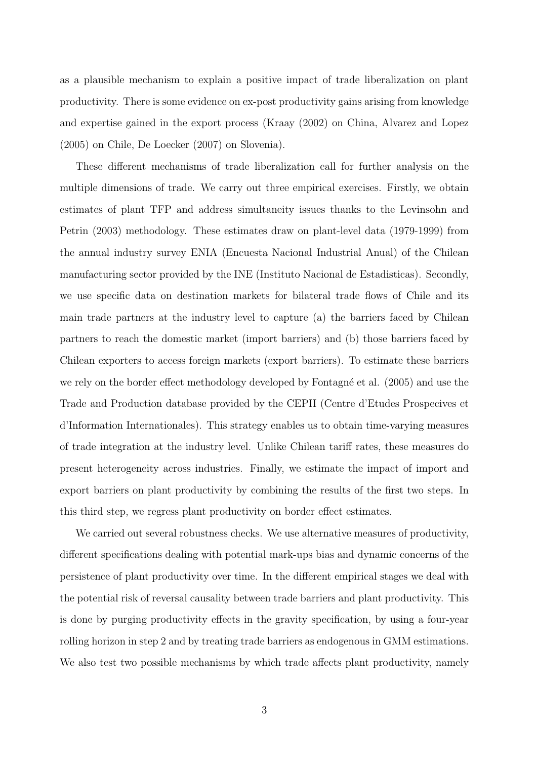as a plausible mechanism to explain a positive impact of trade liberalization on plant productivity. There is some evidence on ex-post productivity gains arising from knowledge and expertise gained in the export process (Kraay (2002) on China, Alvarez and Lopez (2005) on Chile, De Loecker (2007) on Slovenia).

These different mechanisms of trade liberalization call for further analysis on the multiple dimensions of trade. We carry out three empirical exercises. Firstly, we obtain estimates of plant TFP and address simultaneity issues thanks to the Levinsohn and Petrin (2003) methodology. These estimates draw on plant-level data (1979-1999) from the annual industry survey ENIA (Encuesta Nacional Industrial Anual) of the Chilean manufacturing sector provided by the INE (Instituto Nacional de Estadisticas). Secondly, we use specific data on destination markets for bilateral trade flows of Chile and its main trade partners at the industry level to capture (a) the barriers faced by Chilean partners to reach the domestic market (import barriers) and (b) those barriers faced by Chilean exporters to access foreign markets (export barriers). To estimate these barriers we rely on the border effect methodology developed by Fontagné et al. (2005) and use the Trade and Production database provided by the CEPII (Centre d'Etudes Prospecives et d'Information Internationales). This strategy enables us to obtain time-varying measures of trade integration at the industry level. Unlike Chilean tariff rates, these measures do present heterogeneity across industries. Finally, we estimate the impact of import and export barriers on plant productivity by combining the results of the first two steps. In this third step, we regress plant productivity on border effect estimates.

We carried out several robustness checks. We use alternative measures of productivity, different specifications dealing with potential mark-ups bias and dynamic concerns of the persistence of plant productivity over time. In the different empirical stages we deal with the potential risk of reversal causality between trade barriers and plant productivity. This is done by purging productivity effects in the gravity specification, by using a four-year rolling horizon in step 2 and by treating trade barriers as endogenous in GMM estimations. We also test two possible mechanisms by which trade affects plant productivity, namely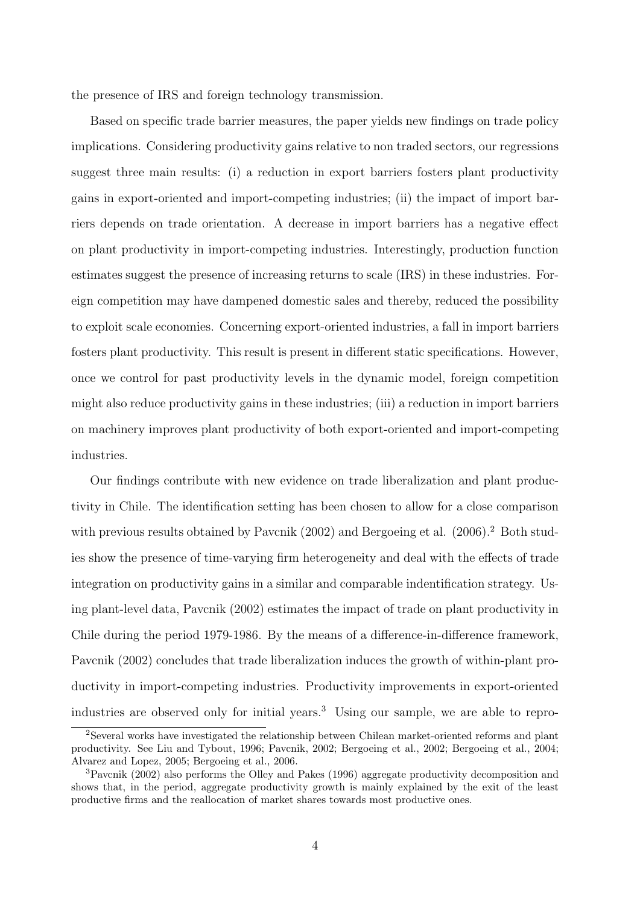the presence of IRS and foreign technology transmission.

Based on specific trade barrier measures, the paper yields new findings on trade policy implications. Considering productivity gains relative to non traded sectors, our regressions suggest three main results: (i) a reduction in export barriers fosters plant productivity gains in export-oriented and import-competing industries; (ii) the impact of import barriers depends on trade orientation. A decrease in import barriers has a negative effect on plant productivity in import-competing industries. Interestingly, production function estimates suggest the presence of increasing returns to scale (IRS) in these industries. Foreign competition may have dampened domestic sales and thereby, reduced the possibility to exploit scale economies. Concerning export-oriented industries, a fall in import barriers fosters plant productivity. This result is present in different static specifications. However, once we control for past productivity levels in the dynamic model, foreign competition might also reduce productivity gains in these industries; (iii) a reduction in import barriers on machinery improves plant productivity of both export-oriented and import-competing industries.

Our findings contribute with new evidence on trade liberalization and plant productivity in Chile. The identification setting has been chosen to allow for a close comparison with previous results obtained by Pavcnik (2002) and Bergoeing et al. (2006).[2] Both studies show the presence of time-varying firm heterogeneity and deal with the effects of trade integration on productivity gains in a similar and comparable indentification strategy. Using plant-level data, Pavcnik (2002) estimates the impact of trade on plant productivity in Chile during the period 1979-1986. By the means of a difference-in-difference framework, Pavcnik (2002) concludes that trade liberalization induces the growth of within-plant productivity in import-competing industries. Productivity improvements in export-oriented industries are observed only for initial years.[3] Using our sample, we are able to repro-

[2] Several works have investigated the relationship between Chilean market-oriented reforms and plant productivity. See Liu and Tybout, 1996; Pavcnik, 2002; Bergoeing et al., 2002; Bergoeing et al., 2004; Alvarez and Lopez, 2005; Bergoeing et al., 2006.

[3] Pavcnik (2002) also performs the Olley and Pakes (1996) aggregate productivity decomposition and shows that, in the period, aggregate productivity growth is mainly explained by the exit of the least productive firms and the reallocation of market shares towards most productive ones.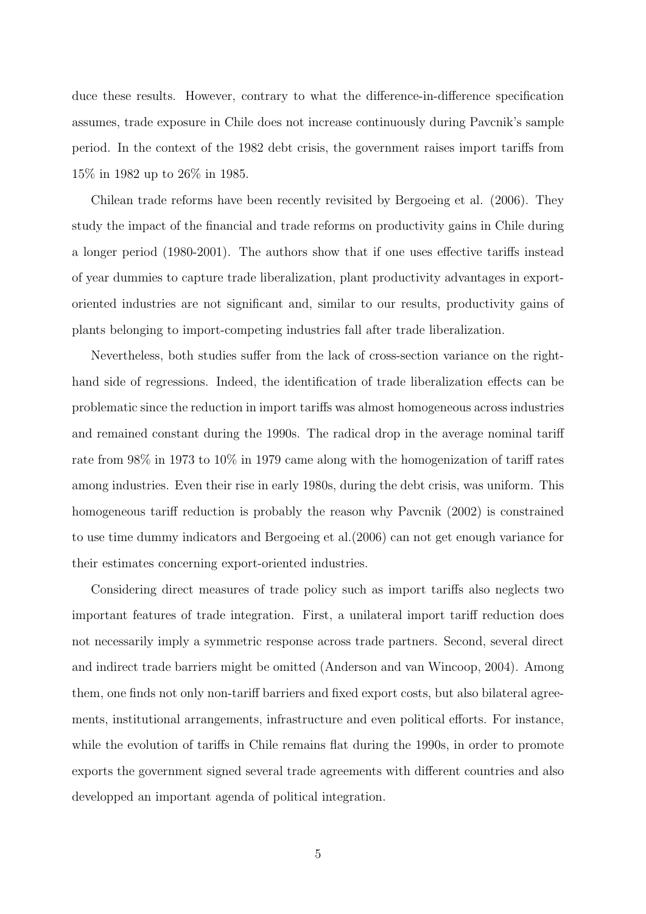duce these results. However, contrary to what the difference-in-difference specification assumes, trade exposure in Chile does not increase continuously during Pavcnik's sample period. In the context of the 1982 debt crisis, the government raises import tariffs from 15% in 1982 up to 26% in 1985.

Chilean trade reforms have been recently revisited by Bergoeing et al. (2006). They study the impact of the financial and trade reforms on productivity gains in Chile during a longer period (1980-2001). The authors show that if one uses effective tariffs instead of year dummies to capture trade liberalization, plant productivity advantages in export-oriented industries are not significant and, similar to our results, productivity gains of plants belonging to import-competing industries fall after trade liberalization.

Nevertheless, both studies suffer from the lack of cross-section variance on the right-hand side of regressions. Indeed, the identification of trade liberalization effects can be problematic since the reduction in import tariffs was almost homogeneous across industries and remained constant during the 1990s. The radical drop in the average nominal tariff rate from 98% in 1973 to 10% in 1979 came along with the homogenization of tariff rates among industries. Even their rise in early 1980s, during the debt crisis, was uniform. This homogeneous tariff reduction is probably the reason why Pavcnik (2002) is constrained to use time dummy indicators and Bergoeing et al.(2006) can not get enough variance for their estimates concerning export-oriented industries.

Considering direct measures of trade policy such as import tariffs also neglects two important features of trade integration. First, a unilateral import tariff reduction does not necessarily imply a symmetric response across trade partners. Second, several direct and indirect trade barriers might be omitted (Anderson and van Wincoop, 2004). Among them, one finds not only non-tariff barriers and fixed export costs, but also bilateral agreements, institutional arrangements, infrastructure and even political efforts. For instance, while the evolution of tariffs in Chile remains flat during the 1990s, in order to promote exports the government signed several trade agreements with different countries and also developped an important agenda of political integration.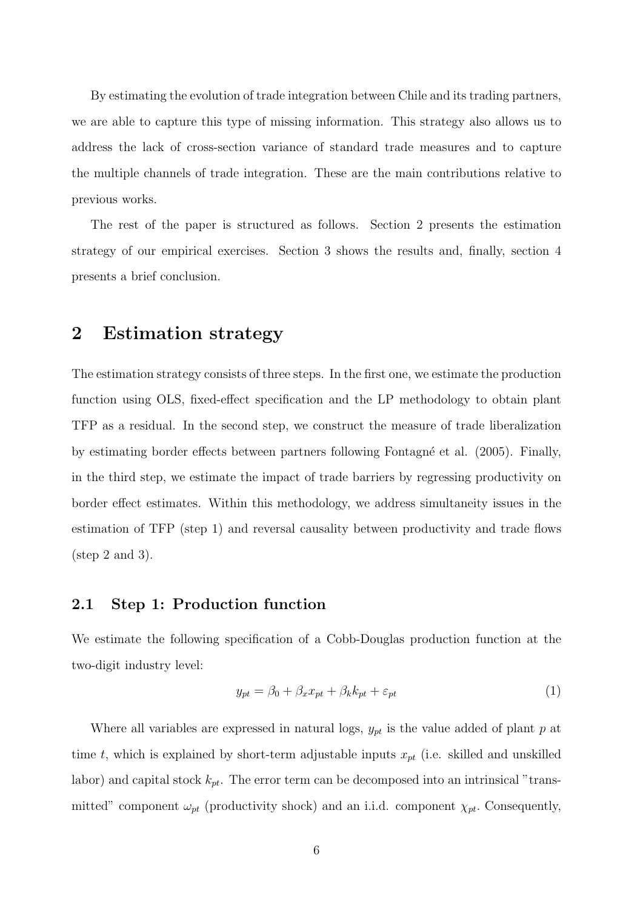By estimating the evolution of trade integration between Chile and its trading partners, we are able to capture this type of missing information. This strategy also allows us to address the lack of cross-section variance of standard trade measures and to capture the multiple channels of trade integration. These are the main contributions relative to previous works.

The rest of the paper is structured as follows. Section 2 presents the estimation strategy of our empirical exercises. Section 3 shows the results and, finally, section 4 presents a brief conclusion.

# 2 Estimation strategy

The estimation strategy consists of three steps. In the first one, we estimate the production function using OLS, fixed-effect specification and the LP methodology to obtain plant TFP as a residual. In the second step, we construct the measure of trade liberalization by estimating border effects between partners following Fontagné et al. (2005). Finally, in the third step, we estimate the impact of trade barriers by regressing productivity on border effect estimates. Within this methodology, we address simultaneity issues in the estimation of TFP (step 1) and reversal causality between productivity and trade flows (step 2 and 3).

## 2.1 Step 1: Production function

We estimate the following specification of a Cobb-Douglas production function at the two-digit industry level:

$$y_{pt} = \beta_0 + \beta_x x_{pt} + \beta_k k_{pt} + \varepsilon_{pt} \tag{1}$$

Where all variables are expressed in natural logs, $y_{pt}$ is the value added of plant $p$ at time $t$, which is explained by short-term adjustable inputs $x_{pt}$ (i.e. skilled and unskilled labor) and capital stock $k_{pt}$. The error term can be decomposed into an intrinsical "transmitted" component $\omega_{pt}$ (productivity shock) and an i.i.d. component $\chi_{pt}$. Consequently,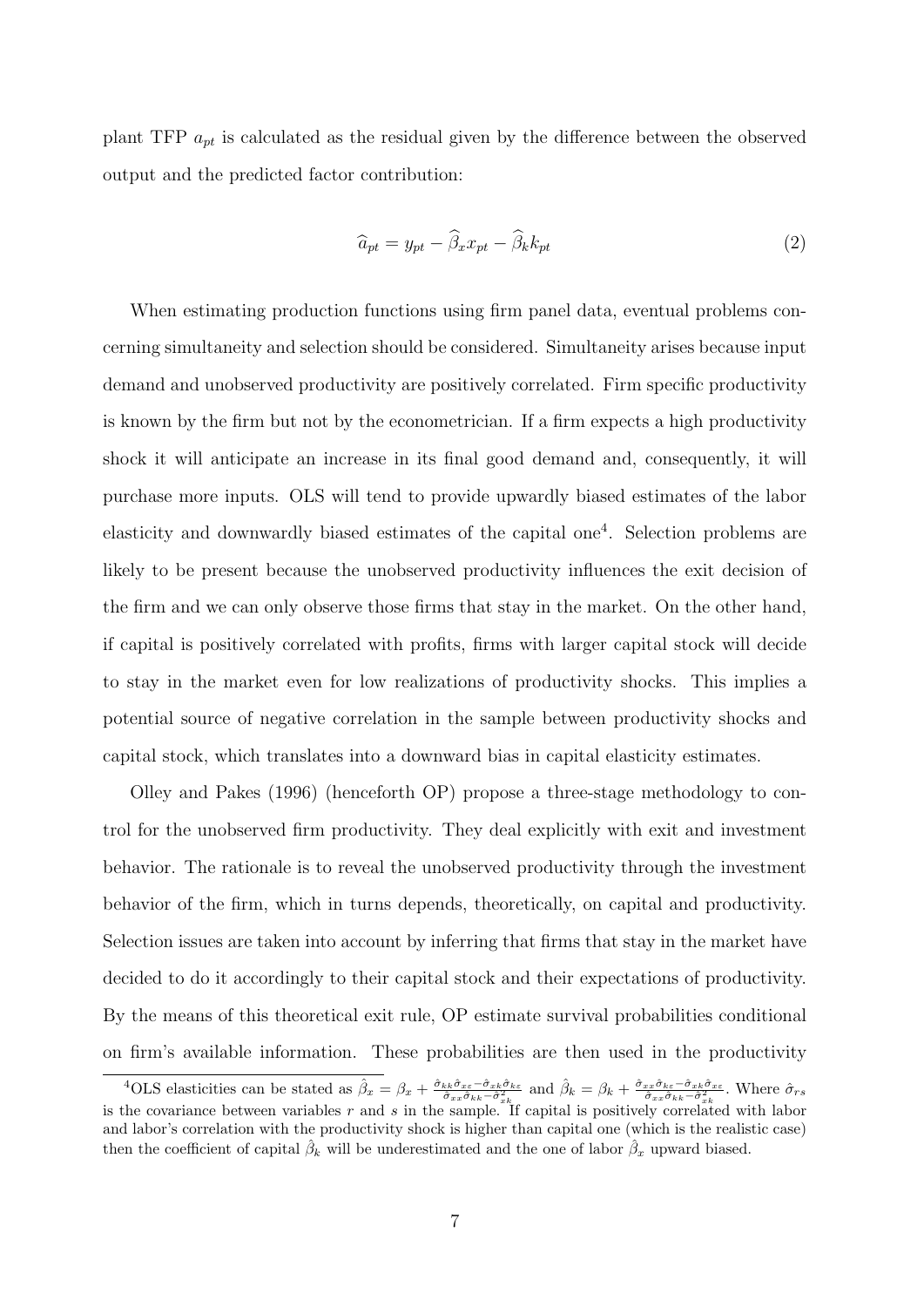plant TFP $a_{pt}$ is calculated as the residual given by the difference between the observed output and the predicted factor contribution:

$$\widehat{a}_{pt} = y_{pt} - \widehat{\beta}_x x_{pt} - \widehat{\beta}_k k_{pt} \tag{2}$$

When estimating production functions using firm panel data, eventual problems concerning simultaneity and selection should be considered. Simultaneity arises because input demand and unobserved productivity are positively correlated. Firm specific productivity is known by the firm but not by the econometrician. If a firm expects a high productivity shock it will anticipate an increase in its final good demand and, consequently, it will purchase more inputs. OLS will tend to provide upwardly biased estimates of the labor elasticity and downwardly biased estimates of the capital one[4]. Selection problems are likely to be present because the unobserved productivity influences the exit decision of the firm and we can only observe those firms that stay in the market. On the other hand, if capital is positively correlated with profits, firms with larger capital stock will decide to stay in the market even for low realizations of productivity shocks. This implies a potential source of negative correlation in the sample between productivity shocks and capital stock, which translates into a downward bias in capital elasticity estimates.

Olley and Pakes (1996) (henceforth OP) propose a three-stage methodology to control for the unobserved firm productivity. They deal explicitly with exit and investment behavior. The rationale is to reveal the unobserved productivity through the investment behavior of the firm, which in turns depends, theoretically, on capital and productivity. Selection issues are taken into account by inferring that firms that stay in the market have decided to do it accordingly to their capital stock and their expectations of productivity. By the means of this theoretical exit rule, OP estimate survival probabilities conditional on firm's available information. These probabilities are then used in the productivity

---

[4] OLS elasticities can be stated as $\hat{\beta}_x = \beta_x + \frac{\hat{\sigma}_{kk}\hat{\sigma}_{x\varepsilon} - \hat{\sigma}_{xk}\hat{\sigma}_{k\varepsilon}}{\hat{\sigma}_{xx}\hat{\sigma}_{kk} - \hat{\sigma}^2_{xk}}$ and $\hat{\beta}_k = \beta_k + \frac{\hat{\sigma}_{xx}\hat{\sigma}_{k\varepsilon} - \hat{\sigma}_{xk}\hat{\sigma}_{x\varepsilon}}{\hat{\sigma}_{xx}\hat{\sigma}_{kk} - \hat{\sigma}^2_{xk}}$. Where $\hat{\sigma}_{rs}$ is the covariance between variables $r$ and $s$ in the sample. If capital is positively correlated with labor and labor's correlation with the productivity shock is higher than capital one (which is the realistic case) then the coefficient of capital $\hat{\beta}_k$ will be underestimated and the one of labor $\hat{\beta}_x$ upward biased.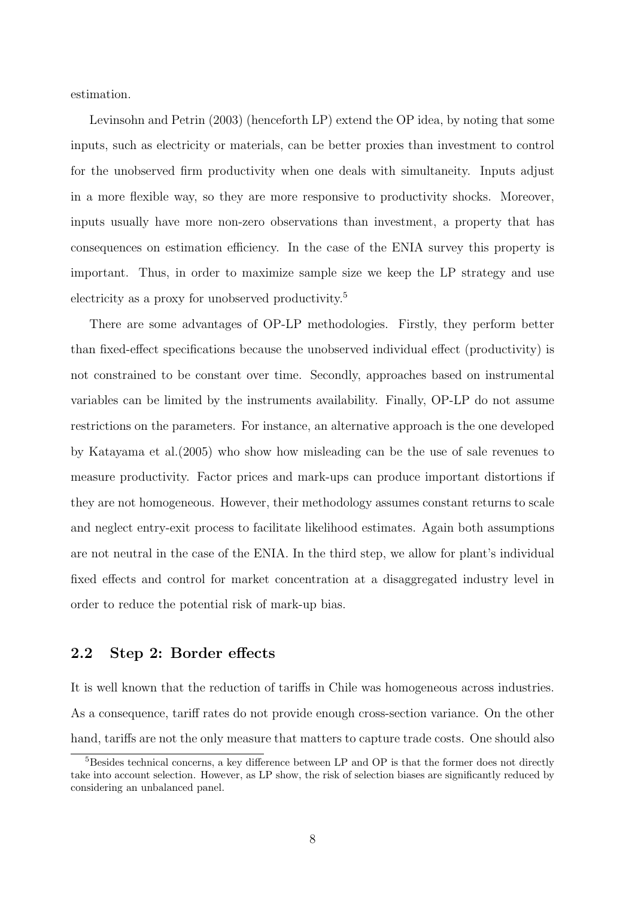estimation.

Levinsohn and Petrin (2003) (henceforth LP) extend the OP idea, by noting that some inputs, such as electricity or materials, can be better proxies than investment to control for the unobserved firm productivity when one deals with simultaneity. Inputs adjust in a more flexible way, so they are more responsive to productivity shocks. Moreover, inputs usually have more non-zero observations than investment, a property that has consequences on estimation efficiency. In the case of the ENIA survey this property is important. Thus, in order to maximize sample size we keep the LP strategy and use electricity as a proxy for unobserved productivity.[5]

There are some advantages of OP-LP methodologies. Firstly, they perform better than fixed-effect specifications because the unobserved individual effect (productivity) is not constrained to be constant over time. Secondly, approaches based on instrumental variables can be limited by the instruments availability. Finally, OP-LP do not assume restrictions on the parameters. For instance, an alternative approach is the one developed by Katayama et al.(2005) who show how misleading can be the use of sale revenues to measure productivity. Factor prices and mark-ups can produce important distortions if they are not homogeneous. However, their methodology assumes constant returns to scale and neglect entry-exit process to facilitate likelihood estimates. Again both assumptions are not neutral in the case of the ENIA. In the third step, we allow for plant's individual fixed effects and control for market concentration at a disaggregated industry level in order to reduce the potential risk of mark-up bias.

## 2.2 Step 2: Border effects

It is well known that the reduction of tariffs in Chile was homogeneous across industries. As a consequence, tariff rates do not provide enough cross-section variance. On the other hand, tariffs are not the only measure that matters to capture trade costs. One should also

[5] Besides technical concerns, a key difference between LP and OP is that the former does not directly take into account selection. However, as LP show, the risk of selection biases are significantly reduced by considering an unbalanced panel.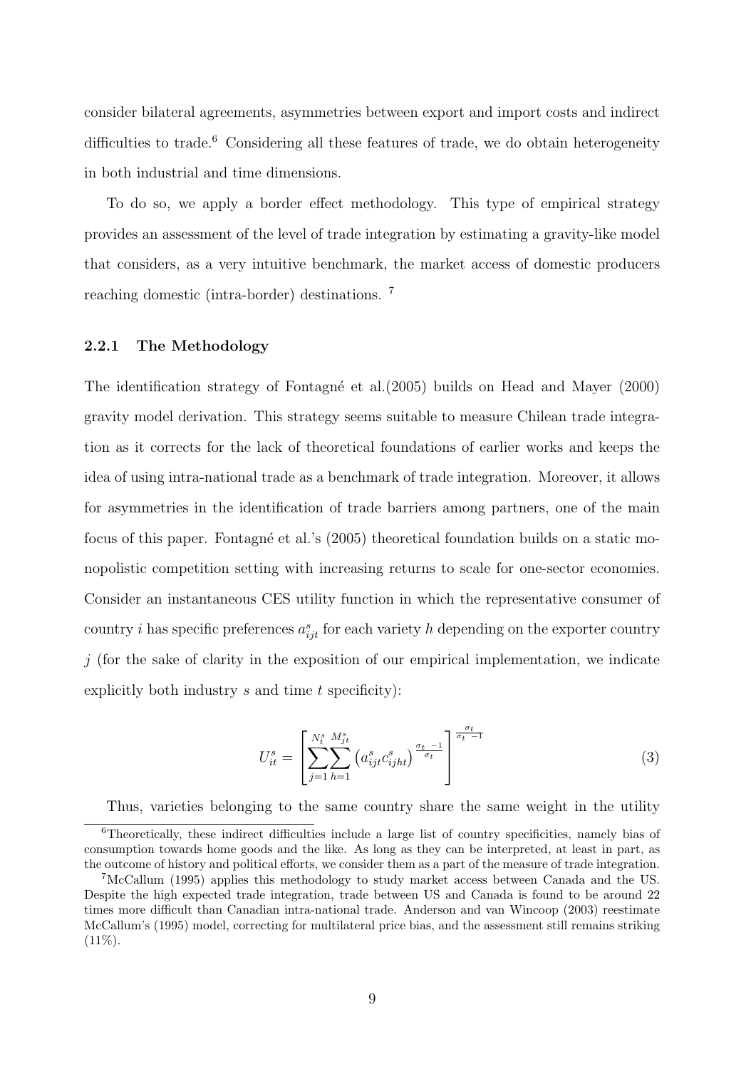consider bilateral agreements, asymmetries between export and import costs and indirect difficulties to trade.[6] Considering all these features of trade, we do obtain heterogeneity in both industrial and time dimensions.

To do so, we apply a border effect methodology. This type of empirical strategy provides an assessment of the level of trade integration by estimating a gravity-like model that considers, as a very intuitive benchmark, the market access of domestic producers reaching domestic (intra-border) destinations. [7]

### 2.2.1 The Methodology

The identification strategy of Fontagné et al.(2005) builds on Head and Mayer (2000) gravity model derivation. This strategy seems suitable to measure Chilean trade integration as it corrects for the lack of theoretical foundations of earlier works and keeps the idea of using intra-national trade as a benchmark of trade integration. Moreover, it allows for asymmetries in the identification of trade barriers among partners, one of the main focus of this paper. Fontagné et al.'s (2005) theoretical foundation builds on a static monopolistic competition setting with increasing returns to scale for one-sector economies. Consider an instantaneous CES utility function in which the representative consumer of country $i$ has specific preferences $a^s_{ijt}$ for each variety $h$ depending on the exporter country $j$ (for the sake of clarity in the exposition of our empirical implementation, we indicate explicitly both industry $s$ and time $t$ specificity):

$$U^s_{it} = \left[ \sum_{j=1}^{N^s_t} \sum_{h=1}^{M^s_{jt}} \left( a^s_{ijt} c^s_{ijht} \right)^{\frac{\sigma_t - 1}{\sigma_t}} \right]^{\frac{\sigma_t}{\sigma_t - 1}} \tag{3}$$

Thus, varieties belonging to the same country share the same weight in the utility

[6] Theoretically, these indirect difficulties include a large list of country specificities, namely bias of consumption towards home goods and the like. As long as they can be interpreted, at least in part, as the outcome of history and political efforts, we consider them as a part of the measure of trade integration.

[7] McCallum (1995) applies this methodology to study market access between Canada and the US. Despite the high expected trade integration, trade between US and Canada is found to be around 22 times more difficult than Canadian intra-national trade. Anderson and van Wincoop (2003) reestimate McCallum's (1995) model, correcting for multilateral price bias, and the assessment still remains striking (11%).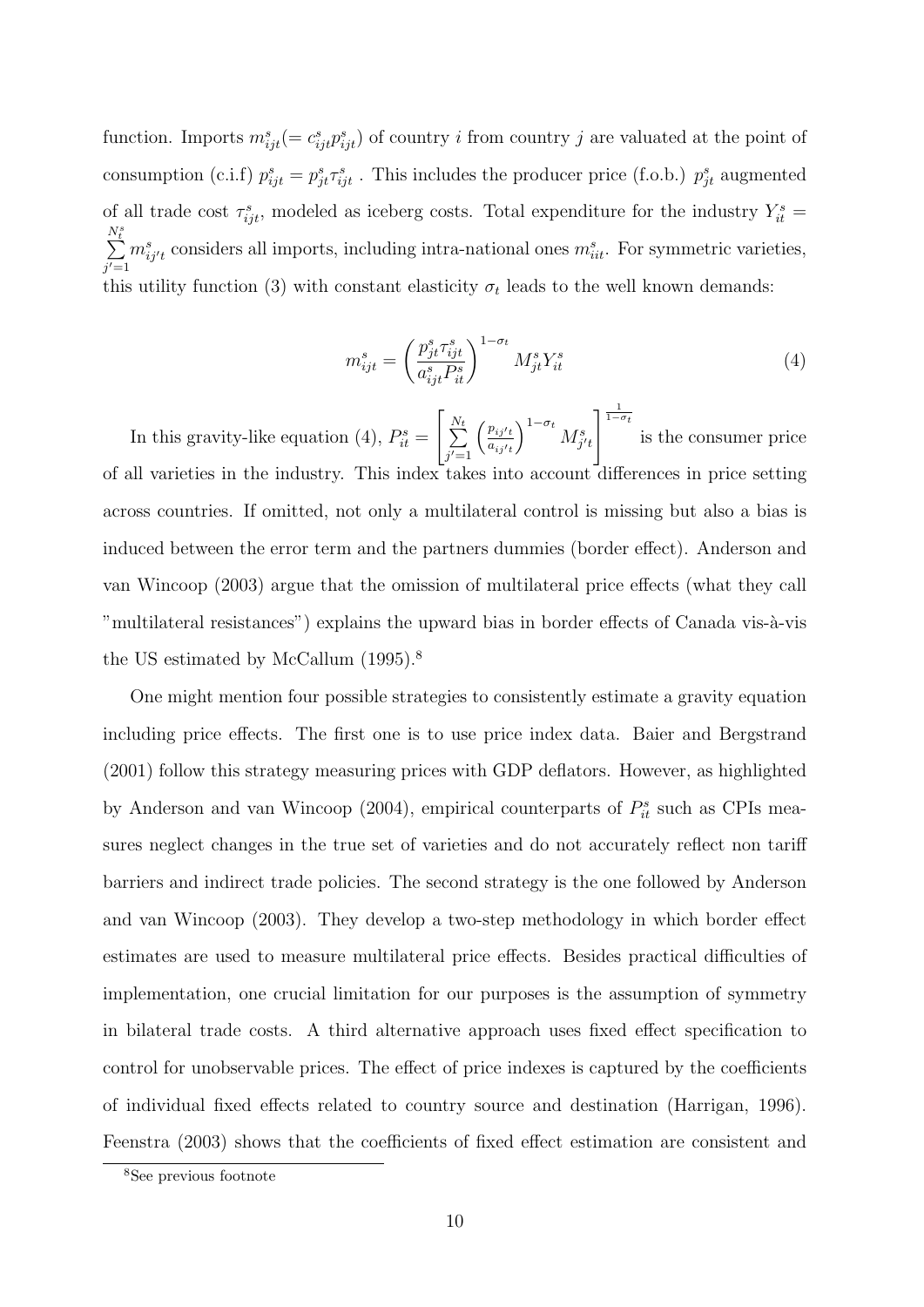function. Imports $m^s_{ijt}(= c^s_{ijt}p^s_{ijt})$ of country $i$ from country $j$ are valuated at the point of consumption (c.i.f) $p^s_{ijt} = p^s_{jt}\tau^s_{ijt}$ . This includes the producer price (f.o.b.) $p^s_{jt}$ augmented of all trade cost $\tau^s_{ijt}$, modeled as iceberg costs. Total expenditure for the industry $Y^s_{it} = \sum_{j'=1}^{N^s_t} m^s_{ij't}$ considers all imports, including intra-national ones $m^s_{iit}$. For symmetric varieties, this utility function (3) with constant elasticity $\sigma_t$ leads to the well known demands:

$$m^s_{ijt} = \left(\frac{p^s_{jt}\tau^s_{ijt}}{a^s_{ijt}P^s_{it}}\right)^{1-\sigma_t} M^s_{jt}Y^s_{it} \tag{4}$$

In this gravity-like equation (4), $P^s_{it} = \left[\sum_{j'=1}^{N_t}\left(\frac{p_{ij't}}{a_{ij't}}\right)^{1-\sigma_t} M^s_{j't}\right]^{\frac{1}{1-\sigma_t}}$ is the consumer price of all varieties in the industry. This index takes into account differences in price setting across countries. If omitted, not only a multilateral control is missing but also a bias is induced between the error term and the partners dummies (border effect). Anderson and van Wincoop (2003) argue that the omission of multilateral price effects (what they call "multilateral resistances") explains the upward bias in border effects of Canada vis-à-vis the US estimated by McCallum (1995).[8]

One might mention four possible strategies to consistently estimate a gravity equation including price effects. The first one is to use price index data. Baier and Bergstrand (2001) follow this strategy measuring prices with GDP deflators. However, as highlighted by Anderson and van Wincoop (2004), empirical counterparts of $P^s_{it}$ such as CPIs measures neglect changes in the true set of varieties and do not accurately reflect non tariff barriers and indirect trade policies. The second strategy is the one followed by Anderson and van Wincoop (2003). They develop a two-step methodology in which border effect estimates are used to measure multilateral price effects. Besides practical difficulties of implementation, one crucial limitation for our purposes is the assumption of symmetry in bilateral trade costs. A third alternative approach uses fixed effect specification to control for unobservable prices. The effect of price indexes is captured by the coefficients of individual fixed effects related to country source and destination (Harrigan, 1996). Feenstra (2003) shows that the coefficients of fixed effect estimation are consistent and

[8] See previous footnote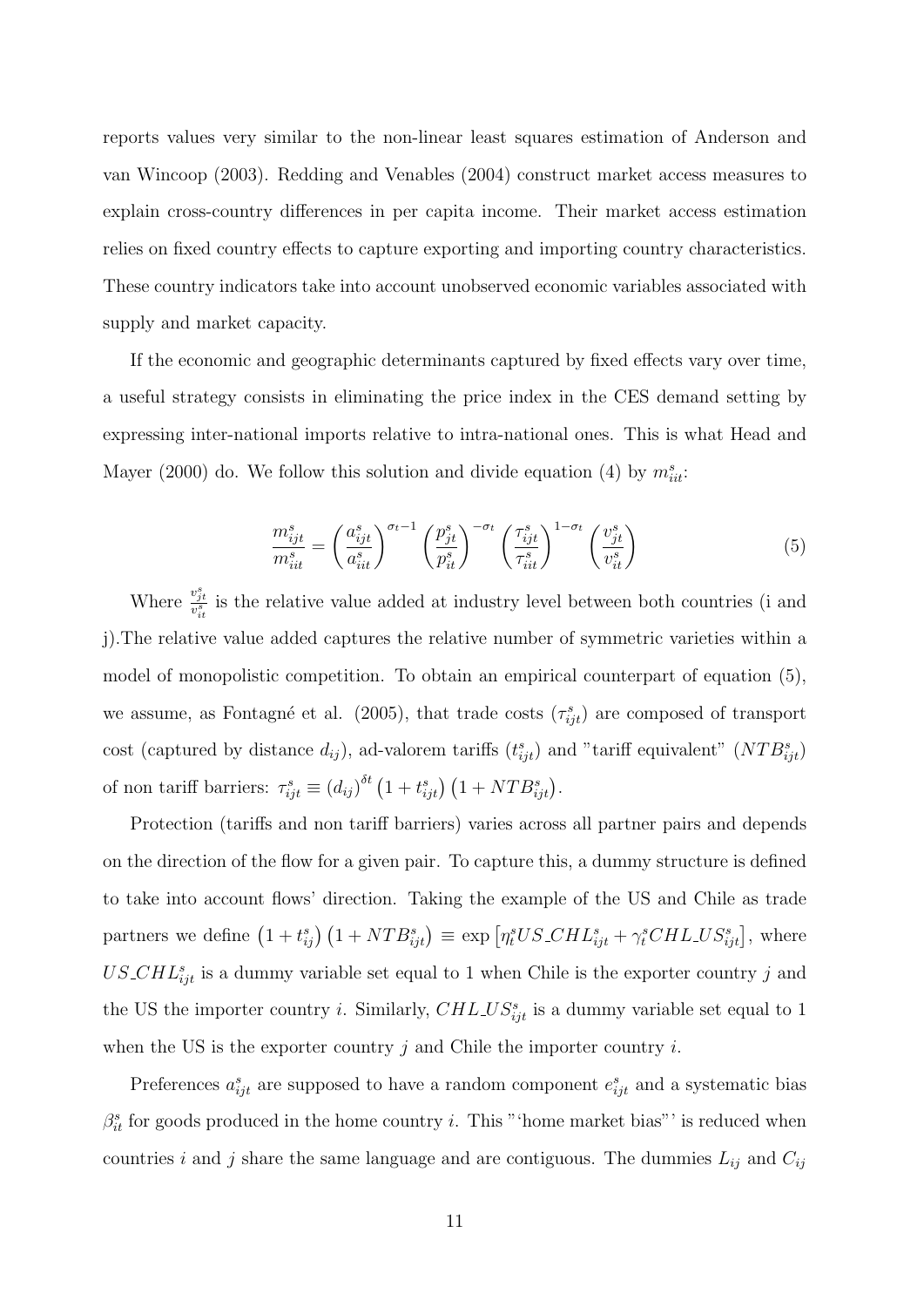reports values very similar to the non-linear least squares estimation of Anderson and van Wincoop (2003). Redding and Venables (2004) construct market access measures to explain cross-country differences in per capita income. Their market access estimation relies on fixed country effects to capture exporting and importing country characteristics. These country indicators take into account unobserved economic variables associated with supply and market capacity.

If the economic and geographic determinants captured by fixed effects vary over time, a useful strategy consists in eliminating the price index in the CES demand setting by expressing inter-national imports relative to intra-national ones. This is what Head and Mayer (2000) do. We follow this solution and divide equation (4) by $m^s_{iit}$:

$$\frac{m^s_{ijt}}{m^s_{iit}} = \left(\frac{a^s_{ijt}}{a^s_{iit}}\right)^{\sigma_t - 1} \left(\frac{p^s_{jt}}{p^s_{it}}\right)^{-\sigma_t} \left(\frac{\tau^s_{ijt}}{\tau^s_{iit}}\right)^{1-\sigma_t} \left(\frac{v^s_{jt}}{v^s_{it}}\right) \tag{5}$$

Where $\frac{v^s_{jt}}{v^s_{it}}$ is the relative value added at industry level between both countries (i and j).The relative value added captures the relative number of symmetric varieties within a model of monopolistic competition. To obtain an empirical counterpart of equation (5), we assume, as Fontagné et al. (2005), that trade costs ($\tau^s_{ijt}$) are composed of transport cost (captured by distance $d_{ij}$), ad-valorem tariffs ($t^s_{ijt}$) and "tariff equivalent" ($NTB^s_{ijt}$) of non tariff barriers: $\tau^s_{ijt} \equiv (d_{ij})^{\delta t} \left(1 + t^s_{ijt}\right) \left(1 + NTB^s_{ijt}\right)$.

Protection (tariffs and non tariff barriers) varies across all partner pairs and depends on the direction of the flow for a given pair. To capture this, a dummy structure is defined to take into account flows' direction. Taking the example of the US and Chile as trade partners we define $\left(1 + t^s_{ij}\right) \left(1 + NTB^s_{ijt}\right) \equiv \exp\left[\eta^s_t US\_CHL^s_{ijt} + \gamma^s_t CHL\_US^s_{ijt}\right]$, where $US\_CHL^s_{ijt}$ is a dummy variable set equal to 1 when Chile is the exporter country $j$ and the US the importer country $i$. Similarly, $CHL\_US^s_{ijt}$ is a dummy variable set equal to 1 when the US is the exporter country $j$ and Chile the importer country $i$.

Preferences $a^s_{ijt}$ are supposed to have a random component $e^s_{ijt}$ and a systematic bias $\beta^s_{it}$ for goods produced in the home country $i$. This "'home market bias"' is reduced when countries $i$ and $j$ share the same language and are contiguous. The dummies $L_{ij}$ and $C_{ij}$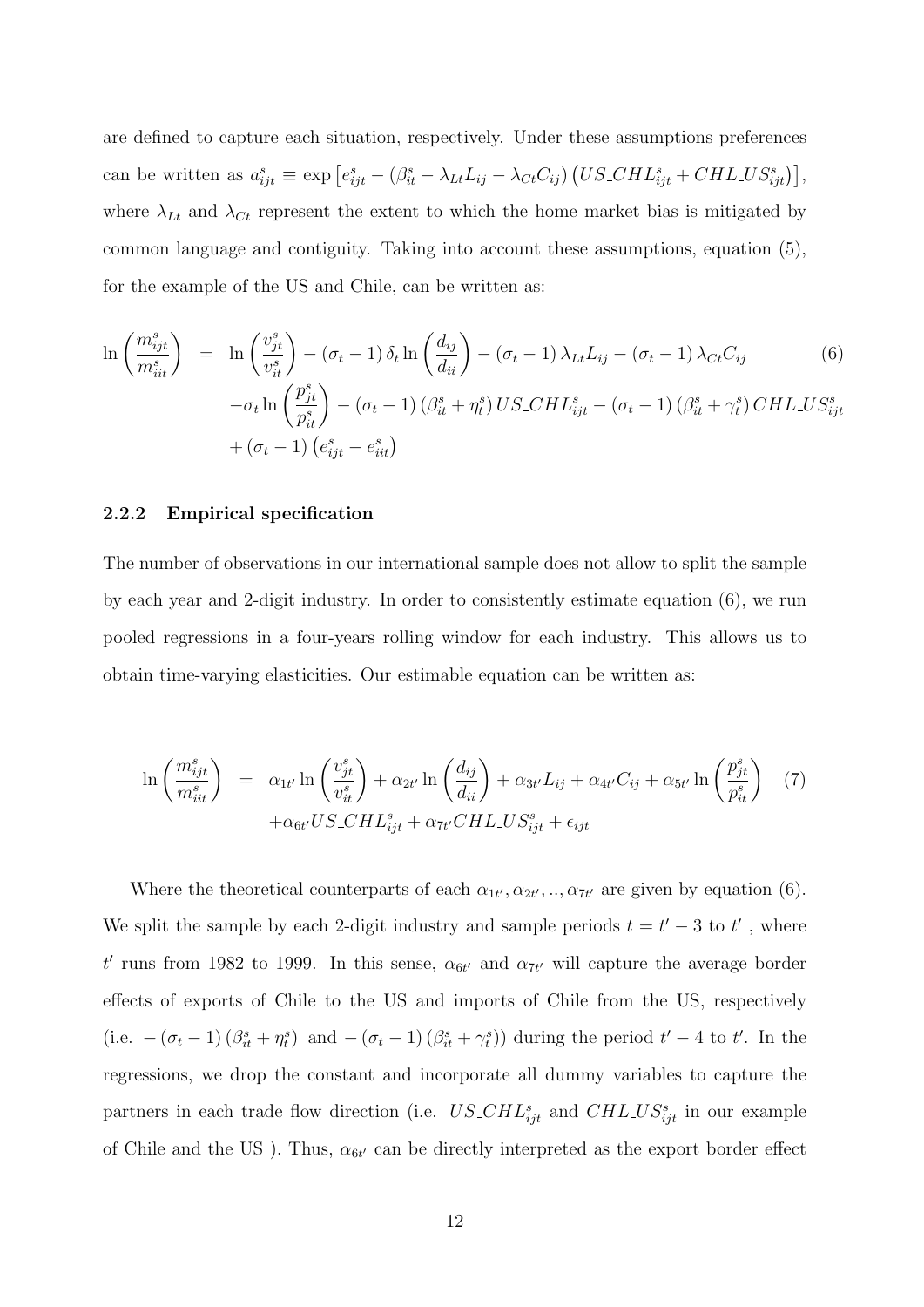are defined to capture each situation, respectively. Under these assumptions preferences can be written as $a^s_{ijt} \equiv \exp\left[e^s_{ijt} - \left(\beta^s_{it} - \lambda_{Lt} L_{ij} - \lambda_{Ct} C_{ij}\right)\left(US\_CHL^s_{ijt} + CHL\_US^s_{ijt}\right)\right]$, where $\lambda_{Lt}$ and $\lambda_{Ct}$ represent the extent to which the home market bias is mitigated by common language and contiguity. Taking into account these assumptions, equation (5), for the example of the US and Chile, can be written as:

$$
\begin{aligned}
\ln\left(\frac{m^s_{ijt}}{m^s_{iit}}\right) \; = \; & \ln\left(\frac{v^s_{jt}}{v^s_{it}}\right) - (\sigma_t - 1)\,\delta_t \ln\left(\frac{d_{ij}}{d_{ii}}\right) - (\sigma_t - 1)\,\lambda_{Lt} L_{ij} - (\sigma_t - 1)\,\lambda_{Ct} C_{ij} \\
& - \sigma_t \ln\left(\frac{p^s_{jt}}{p^s_{it}}\right) - (\sigma_t - 1)\left(\beta^s_{it} + \eta^s_t\right) US\_CHL^s_{ijt} - (\sigma_t - 1)\left(\beta^s_{it} + \gamma^s_t\right) CHL\_US^s_{ijt} \\
& + (\sigma_t - 1)\left(e^s_{ijt} - e^s_{iit}\right)
\end{aligned} \tag{6}
$$

### 2.2.2 Empirical specification

The number of observations in our international sample does not allow to split the sample by each year and 2-digit industry. In order to consistently estimate equation (6), we run pooled regressions in a four-years rolling window for each industry. This allows us to obtain time-varying elasticities. Our estimable equation can be written as:

$$
\begin{aligned}
\ln\left(\frac{m^s_{ijt}}{m^s_{iit}}\right) \; = \; & \alpha_{1t'} \ln\left(\frac{v^s_{jt}}{v^s_{it}}\right) + \alpha_{2t'} \ln\left(\frac{d_{ij}}{d_{ii}}\right) + \alpha_{3t'} L_{ij} + \alpha_{4t'} C_{ij} + \alpha_{5t'} \ln\left(\frac{p^s_{jt}}{p^s_{it}}\right) \\
& + \alpha_{6t'} US\_CHL^s_{ijt} + \alpha_{7t'} CHL\_US^s_{ijt} + \epsilon_{ijt}
\end{aligned} \tag{7}
$$

Where the theoretical counterparts of each $\alpha_{1t'}, \alpha_{2t'}, .., \alpha_{7t'}$ are given by equation (6). We split the sample by each 2-digit industry and sample periods $t = t' - 3$ to $t'$ , where $t'$ runs from 1982 to 1999. In this sense, $\alpha_{6t'}$ and $\alpha_{7t'}$ will capture the average border effects of exports of Chile to the US and imports of Chile from the US, respectively (i.e. $-(\sigma_t - 1)\left(\beta^s_{it} + \eta^s_t\right)$ and $-(\sigma_t - 1)\left(\beta^s_{it} + \gamma^s_t\right)$) during the period $t' - 4$ to $t'$. In the regressions, we drop the constant and incorporate all dummy variables to capture the partners in each trade flow direction (i.e. $US\_CHL^s_{ijt}$ and $CHL\_US^s_{ijt}$ in our example of Chile and the US ). Thus, $\alpha_{6t'}$ can be directly interpreted as the export border effect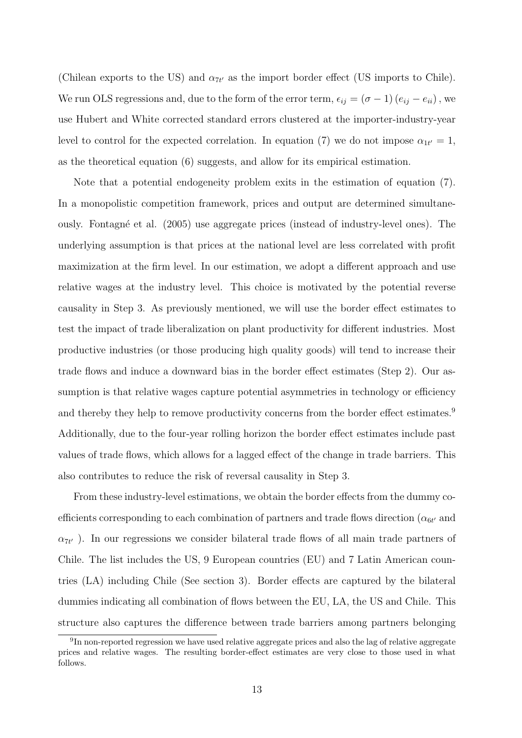(Chilean exports to the US) and $\alpha_{7t'}$ as the import border effect (US imports to Chile). We run OLS regressions and, due to the form of the error term, $\epsilon_{ij} = (\sigma - 1)(e_{ij} - e_{ii})$, we use Hubert and White corrected standard errors clustered at the importer-industry-year level to control for the expected correlation. In equation (7) we do not impose $\alpha_{1t'} = 1$, as the theoretical equation (6) suggests, and allow for its empirical estimation.

Note that a potential endogeneity problem exits in the estimation of equation (7). In a monopolistic competition framework, prices and output are determined simultaneously. Fontagné et al. (2005) use aggregate prices (instead of industry-level ones). The underlying assumption is that prices at the national level are less correlated with profit maximization at the firm level. In our estimation, we adopt a different approach and use relative wages at the industry level. This choice is motivated by the potential reverse causality in Step 3. As previously mentioned, we will use the border effect estimates to test the impact of trade liberalization on plant productivity for different industries. Most productive industries (or those producing high quality goods) will tend to increase their trade flows and induce a downward bias in the border effect estimates (Step 2). Our assumption is that relative wages capture potential asymmetries in technology or efficiency and thereby they help to remove productivity concerns from the border effect estimates.[9] Additionally, due to the four-year rolling horizon the border effect estimates include past values of trade flows, which allows for a lagged effect of the change in trade barriers. This also contributes to reduce the risk of reversal causality in Step 3.

From these industry-level estimations, we obtain the border effects from the dummy coefficients corresponding to each combination of partners and trade flows direction ($\alpha_{6t'}$ and $\alpha_{7t'}$ ). In our regressions we consider bilateral trade flows of all main trade partners of Chile. The list includes the US, 9 European countries (EU) and 7 Latin American countries (LA) including Chile (See section 3). Border effects are captured by the bilateral dummies indicating all combination of flows between the EU, LA, the US and Chile. This structure also captures the difference between trade barriers among partners belonging

[9] In non-reported regression we have used relative aggregate prices and also the lag of relative aggregate prices and relative wages. The resulting border-effect estimates are very close to those used in what follows.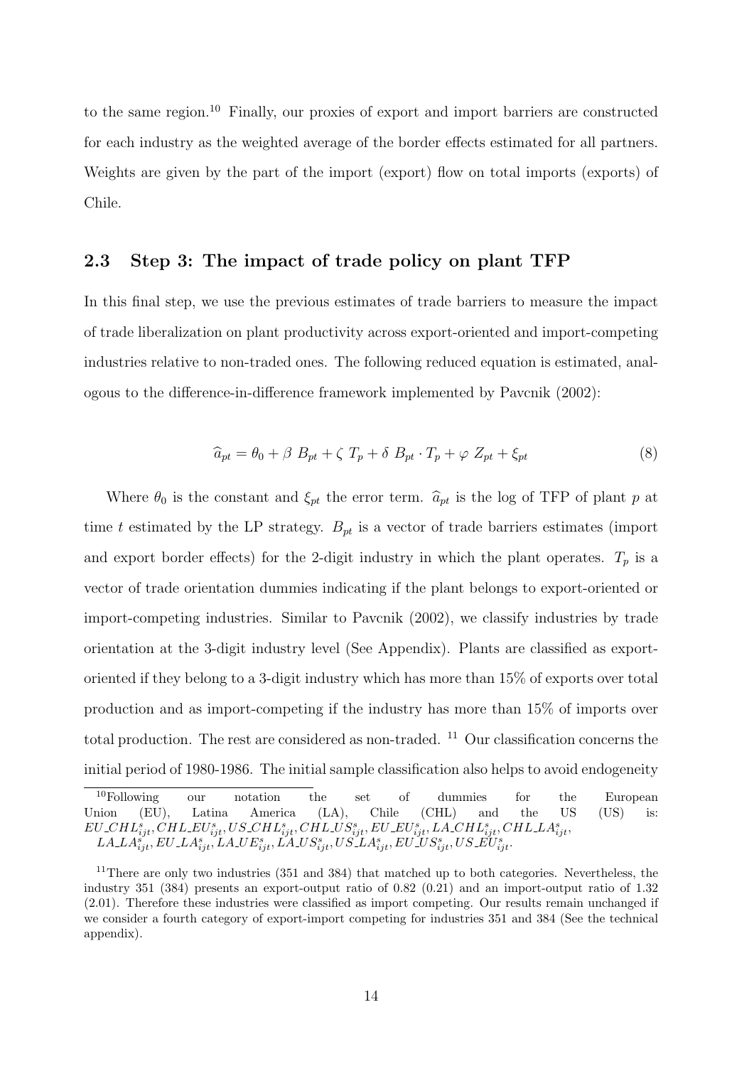to the same region.[10] Finally, our proxies of export and import barriers are constructed for each industry as the weighted average of the border effects estimated for all partners. Weights are given by the part of the import (export) flow on total imports (exports) of Chile.

## 2.3 Step 3: The impact of trade policy on plant TFP

In this final step, we use the previous estimates of trade barriers to measure the impact of trade liberalization on plant productivity across export-oriented and import-competing industries relative to non-traded ones. The following reduced equation is estimated, analogous to the difference-in-difference framework implemented by Pavcnik (2002):

$$\widehat{a}_{pt} = \theta_0 + \beta \ B_{pt} + \zeta \ T_p + \delta \ B_{pt} \cdot T_p + \varphi \ Z_{pt} + \xi_{pt} \tag{8}$$

Where $\theta_0$ is the constant and $\xi_{pt}$ the error term. $\widehat{a}_{pt}$ is the log of TFP of plant $p$ at time $t$ estimated by the LP strategy. $B_{pt}$ is a vector of trade barriers estimates (import and export border effects) for the 2-digit industry in which the plant operates. $T_p$ is a vector of trade orientation dummies indicating if the plant belongs to export-oriented or import-competing industries. Similar to Pavcnik (2002), we classify industries by trade orientation at the 3-digit industry level (See Appendix). Plants are classified as export-oriented if they belong to a 3-digit industry which has more than 15% of exports over total production and as import-competing if the industry has more than 15% of imports over total production. The rest are considered as non-traded. [11] Our classification concerns the initial period of 1980-1986. The initial sample classification also helps to avoid endogeneity

---

[10] Following our notation the set of dummies for the European Union (EU), Latina America (LA), Chile (CHL) and the US (US) is: $EU\_CHL^s_{ijt}, CHL\_EU^s_{ijt}, US\_CHL^s_{ijt}, CHL\_US^s_{ijt}, EU\_EU^s_{ijt}, LA\_CHL^s_{ijt}, CHL\_LA^s_{ijt}, LA\_LA^s_{ijt}, EU\_LA^s_{ijt}, LA\_UE^s_{ijt}, LA\_US^s_{ijt}, US\_LA^s_{ijt}, EU\_US^s_{ijt}, US\_EU^s_{ijt}$.

[11] There are only two industries (351 and 384) that matched up to both categories. Nevertheless, the industry 351 (384) presents an export-output ratio of 0.82 (0.21) and an import-output ratio of 1.32 (2.01). Therefore these industries were classified as import competing. Our results remain unchanged if we consider a fourth category of export-import competing for industries 351 and 384 (See the technical appendix).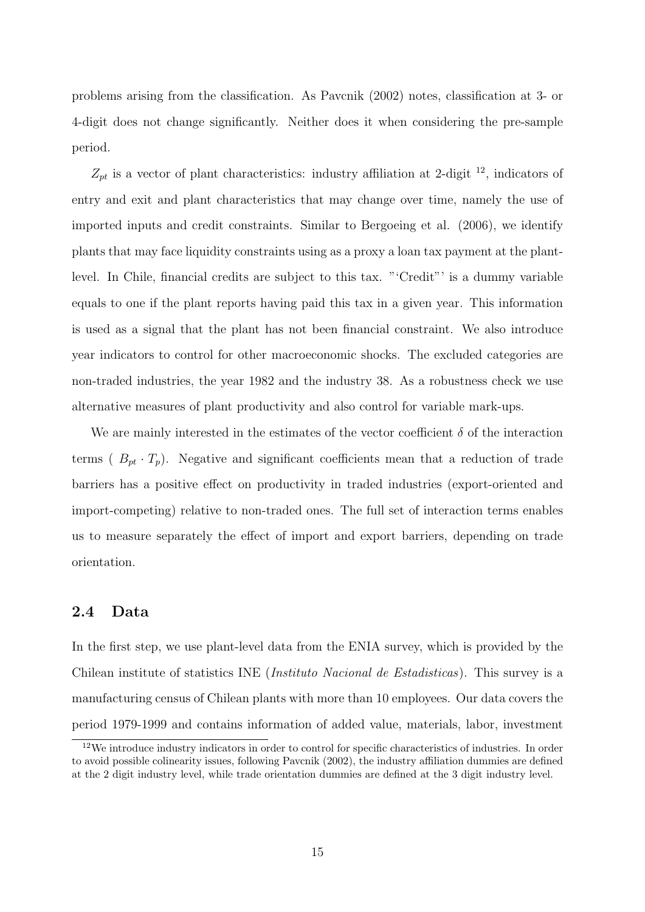problems arising from the classification. As Pavcnik (2002) notes, classification at 3- or 4-digit does not change significantly. Neither does it when considering the pre-sample period.

$Z_{pt}$ is a vector of plant characteristics: industry affiliation at 2-digit [12], indicators of entry and exit and plant characteristics that may change over time, namely the use of imported inputs and credit constraints. Similar to Bergoeing et al. (2006), we identify plants that may face liquidity constraints using as a proxy a loan tax payment at the plant-level. In Chile, financial credits are subject to this tax. "'Credit"' is a dummy variable equals to one if the plant reports having paid this tax in a given year. This information is used as a signal that the plant has not been financial constraint. We also introduce year indicators to control for other macroeconomic shocks. The excluded categories are non-traded industries, the year 1982 and the industry 38. As a robustness check we use alternative measures of plant productivity and also control for variable mark-ups.

We are mainly interested in the estimates of the vector coefficient $\delta$ of the interaction terms ( $B_{pt} \cdot T_p$). Negative and significant coefficients mean that a reduction of trade barriers has a positive effect on productivity in traded industries (export-oriented and import-competing) relative to non-traded ones. The full set of interaction terms enables us to measure separately the effect of import and export barriers, depending on trade orientation.

## 2.4 Data

In the first step, we use plant-level data from the ENIA survey, which is provided by the Chilean institute of statistics INE (*Instituto Nacional de Estadisticas*). This survey is a manufacturing census of Chilean plants with more than 10 employees. Our data covers the period 1979-1999 and contains information of added value, materials, labor, investment

[12] We introduce industry indicators in order to control for specific characteristics of industries. In order to avoid possible colinearity issues, following Pavcnik (2002), the industry affiliation dummies are defined at the 2 digit industry level, while trade orientation dummies are defined at the 3 digit industry level.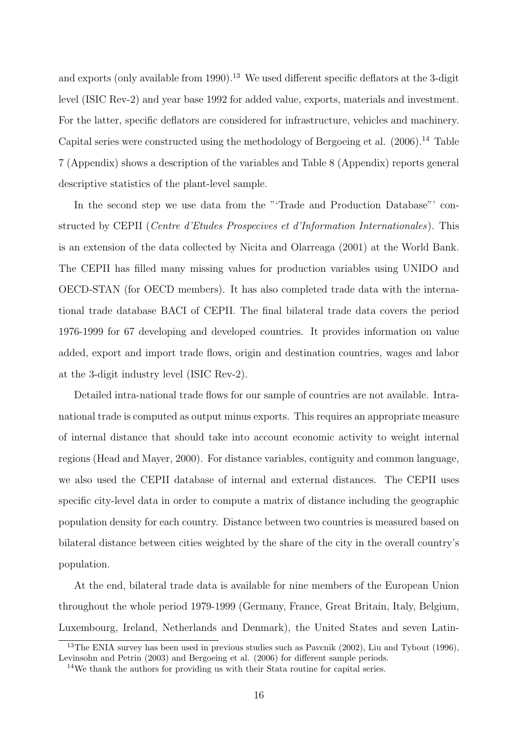and exports (only available from 1990).[13] We used different specific deflators at the 3-digit level (ISIC Rev-2) and year base 1992 for added value, exports, materials and investment. For the latter, specific deflators are considered for infrastructure, vehicles and machinery. Capital series were constructed using the methodology of Bergoeing et al. (2006).[14] Table 7 (Appendix) shows a description of the variables and Table 8 (Appendix) reports general descriptive statistics of the plant-level sample.

In the second step we use data from the "'Trade and Production Database"' constructed by CEPII (*Centre d'Etudes Prospecives et d'Information Internationales*). This is an extension of the data collected by Nicita and Olarreaga (2001) at the World Bank. The CEPII has filled many missing values for production variables using UNIDO and OECD-STAN (for OECD members). It has also completed trade data with the international trade database BACI of CEPII. The final bilateral trade data covers the period 1976-1999 for 67 developing and developed countries. It provides information on value added, export and import trade flows, origin and destination countries, wages and labor at the 3-digit industry level (ISIC Rev-2).

Detailed intra-national trade flows for our sample of countries are not available. Intra-national trade is computed as output minus exports. This requires an appropriate measure of internal distance that should take into account economic activity to weight internal regions (Head and Mayer, 2000). For distance variables, contiguity and common language, we also used the CEPII database of internal and external distances. The CEPII uses specific city-level data in order to compute a matrix of distance including the geographic population density for each country. Distance between two countries is measured based on bilateral distance between cities weighted by the share of the city in the overall country's population.

At the end, bilateral trade data is available for nine members of the European Union throughout the whole period 1979-1999 (Germany, France, Great Britain, Italy, Belgium, Luxembourg, Ireland, Netherlands and Denmark), the United States and seven Latin-

[13] The ENIA survey has been used in previous studies such as Pavcnik (2002), Liu and Tybout (1996), Levinsohn and Petrin (2003) and Bergoeing et al. (2006) for different sample periods.

[14] We thank the authors for providing us with their Stata routine for capital series.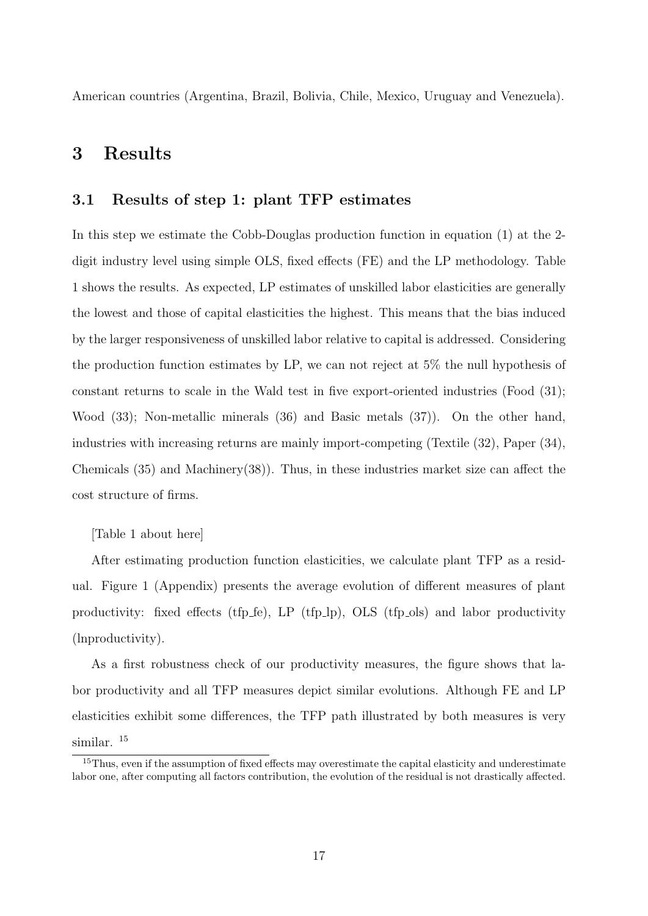American countries (Argentina, Brazil, Bolivia, Chile, Mexico, Uruguay and Venezuela).

# 3 Results

## 3.1 Results of step 1: plant TFP estimates

In this step we estimate the Cobb-Douglas production function in equation (1) at the 2-digit industry level using simple OLS, fixed effects (FE) and the LP methodology. Table 1 shows the results. As expected, LP estimates of unskilled labor elasticities are generally the lowest and those of capital elasticities the highest. This means that the bias induced by the larger responsiveness of unskilled labor relative to capital is addressed. Considering the production function estimates by LP, we can not reject at 5% the null hypothesis of constant returns to scale in the Wald test in five export-oriented industries (Food (31); Wood (33); Non-metallic minerals (36) and Basic metals (37)). On the other hand, industries with increasing returns are mainly import-competing (Textile (32), Paper (34), Chemicals (35) and Machinery(38)). Thus, in these industries market size can affect the cost structure of firms.

[Table 1 about here]

After estimating production function elasticities, we calculate plant TFP as a residual. Figure 1 (Appendix) presents the average evolution of different measures of plant productivity: fixed effects (tfp_fe), LP (tfp_lp), OLS (tfp_ols) and labor productivity (lnproductivity).

As a first robustness check of our productivity measures, the figure shows that labor productivity and all TFP measures depict similar evolutions. Although FE and LP elasticities exhibit some differences, the TFP path illustrated by both measures is very similar. [15]

[15] Thus, even if the assumption of fixed effects may overestimate the capital elasticity and underestimate labor one, after computing all factors contribution, the evolution of the residual is not drastically affected.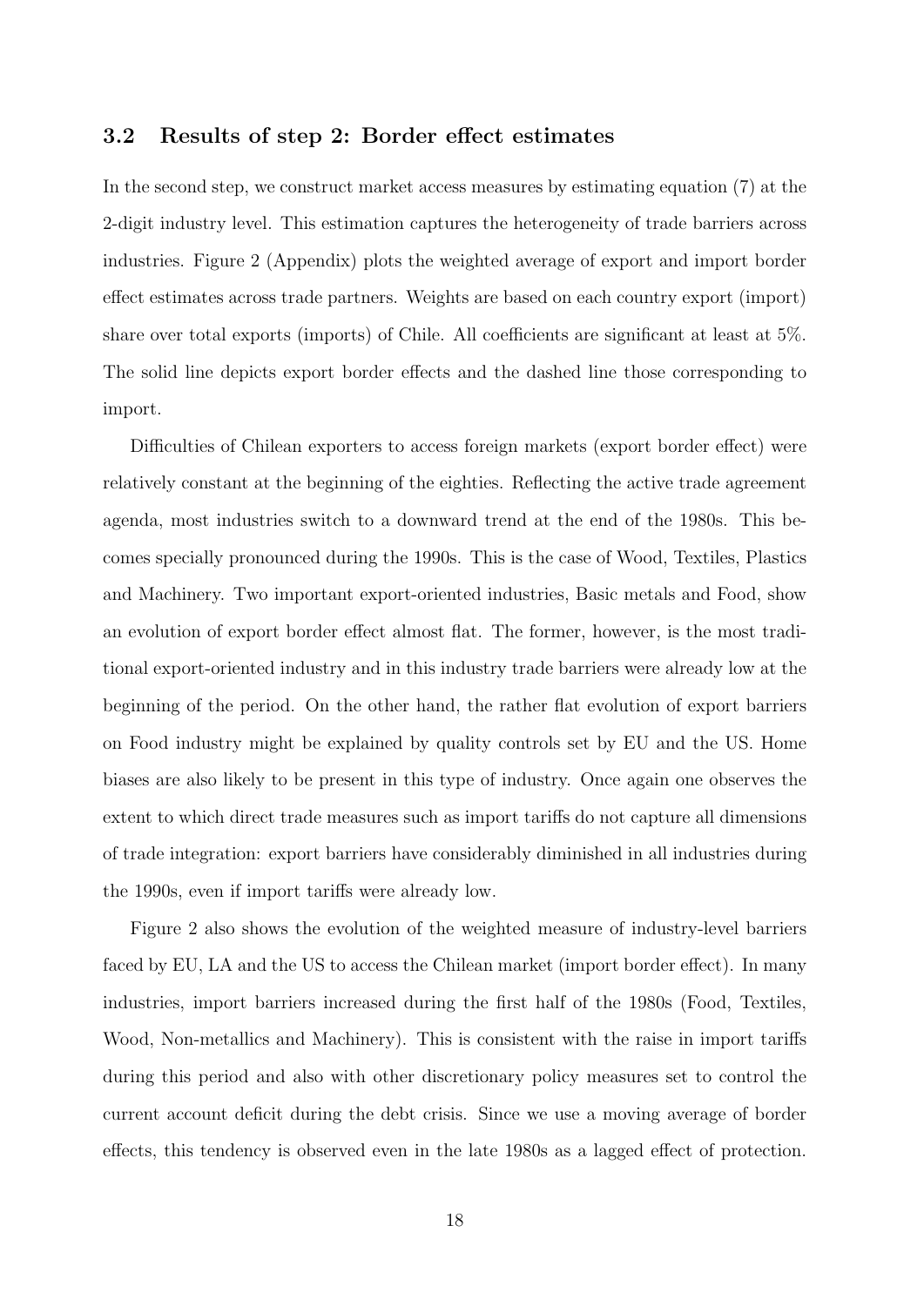### 3.2 Results of step 2: Border effect estimates

In the second step, we construct market access measures by estimating equation (7) at the 2-digit industry level. This estimation captures the heterogeneity of trade barriers across industries. Figure 2 (Appendix) plots the weighted average of export and import border effect estimates across trade partners. Weights are based on each country export (import) share over total exports (imports) of Chile. All coefficients are significant at least at 5%. The solid line depicts export border effects and the dashed line those corresponding to import.

Difficulties of Chilean exporters to access foreign markets (export border effect) were relatively constant at the beginning of the eighties. Reflecting the active trade agreement agenda, most industries switch to a downward trend at the end of the 1980s. This becomes specially pronounced during the 1990s. This is the case of Wood, Textiles, Plastics and Machinery. Two important export-oriented industries, Basic metals and Food, show an evolution of export border effect almost flat. The former, however, is the most traditional export-oriented industry and in this industry trade barriers were already low at the beginning of the period. On the other hand, the rather flat evolution of export barriers on Food industry might be explained by quality controls set by EU and the US. Home biases are also likely to be present in this type of industry. Once again one observes the extent to which direct trade measures such as import tariffs do not capture all dimensions of trade integration: export barriers have considerably diminished in all industries during the 1990s, even if import tariffs were already low.

Figure 2 also shows the evolution of the weighted measure of industry-level barriers faced by EU, LA and the US to access the Chilean market (import border effect). In many industries, import barriers increased during the first half of the 1980s (Food, Textiles, Wood, Non-metallics and Machinery). This is consistent with the raise in import tariffs during this period and also with other discretionary policy measures set to control the current account deficit during the debt crisis. Since we use a moving average of border effects, this tendency is observed even in the late 1980s as a lagged effect of protection.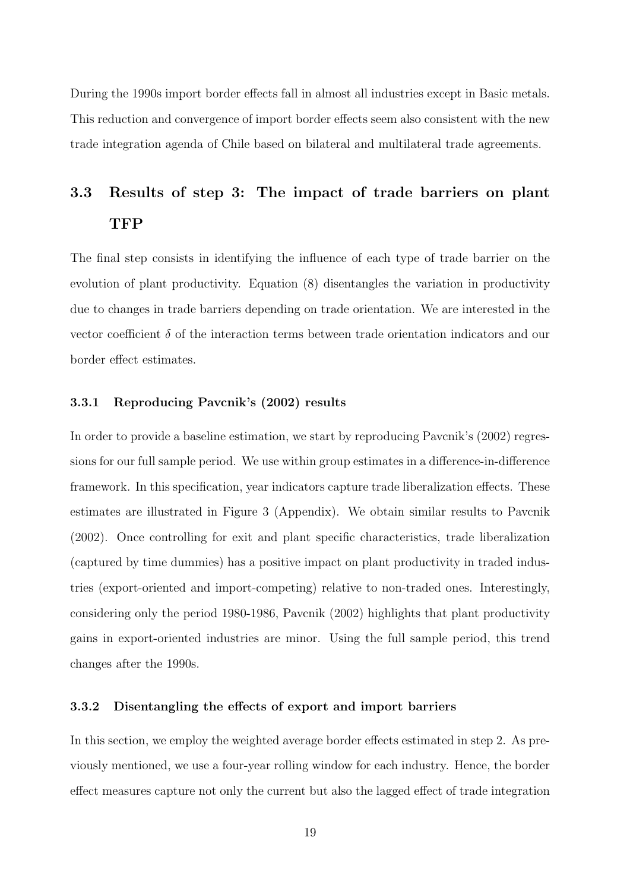During the 1990s import border effects fall in almost all industries except in Basic metals. This reduction and convergence of import border effects seem also consistent with the new trade integration agenda of Chile based on bilateral and multilateral trade agreements.

## 3.3 Results of step 3: The impact of trade barriers on plant TFP

The final step consists in identifying the influence of each type of trade barrier on the evolution of plant productivity. Equation (8) disentangles the variation in productivity due to changes in trade barriers depending on trade orientation. We are interested in the vector coefficient $\delta$ of the interaction terms between trade orientation indicators and our border effect estimates.

### 3.3.1 Reproducing Pavcnik's (2002) results

In order to provide a baseline estimation, we start by reproducing Pavcnik's (2002) regressions for our full sample period. We use within group estimates in a difference-in-difference framework. In this specification, year indicators capture trade liberalization effects. These estimates are illustrated in Figure 3 (Appendix). We obtain similar results to Pavcnik (2002). Once controlling for exit and plant specific characteristics, trade liberalization (captured by time dummies) has a positive impact on plant productivity in traded industries (export-oriented and import-competing) relative to non-traded ones. Interestingly, considering only the period 1980-1986, Pavcnik (2002) highlights that plant productivity gains in export-oriented industries are minor. Using the full sample period, this trend changes after the 1990s.

### 3.3.2 Disentangling the effects of export and import barriers

In this section, we employ the weighted average border effects estimated in step 2. As previously mentioned, we use a four-year rolling window for each industry. Hence, the border effect measures capture not only the current but also the lagged effect of trade integration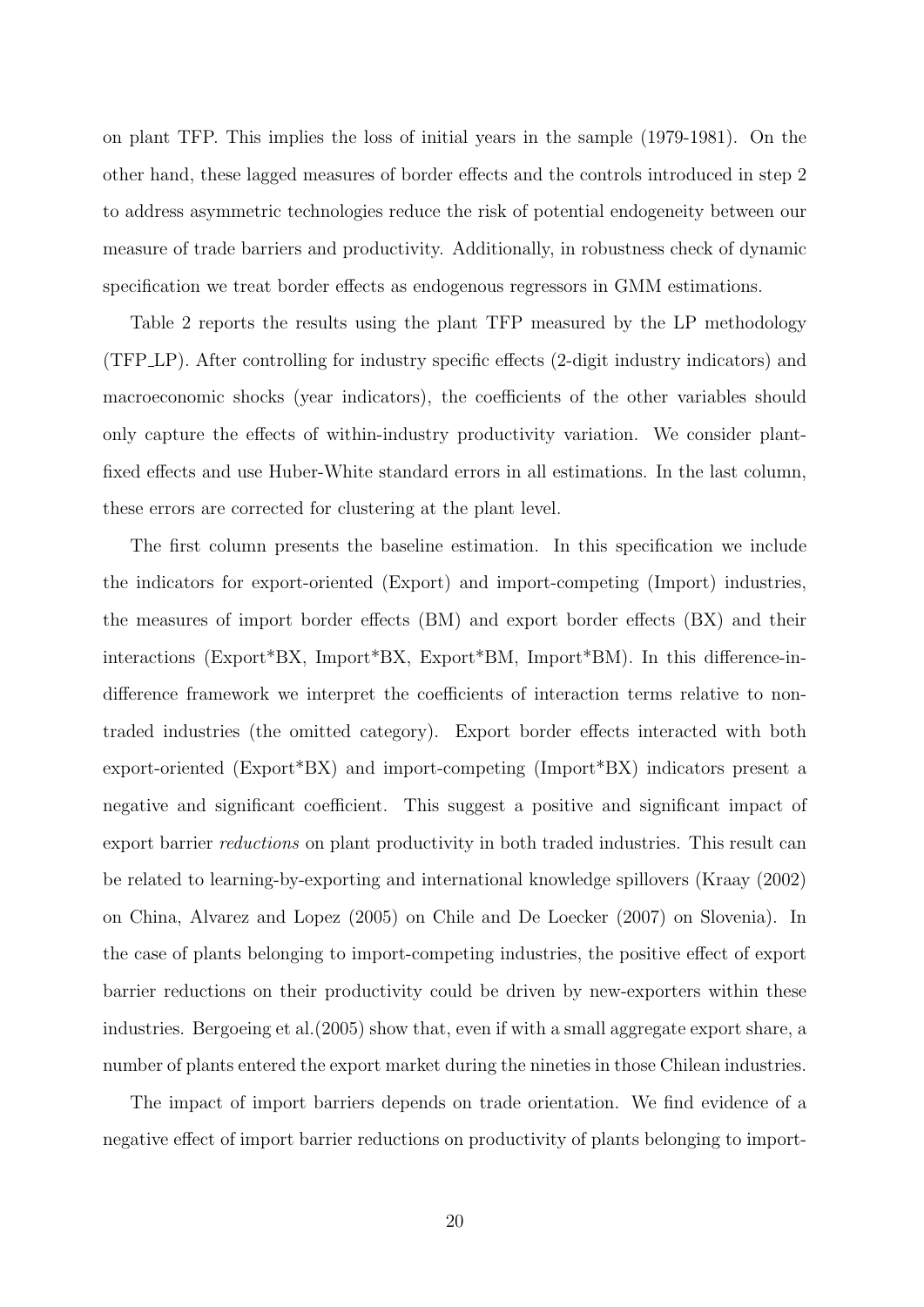on plant TFP. This implies the loss of initial years in the sample (1979-1981). On the other hand, these lagged measures of border effects and the controls introduced in step 2 to address asymmetric technologies reduce the risk of potential endogeneity between our measure of trade barriers and productivity. Additionally, in robustness check of dynamic specification we treat border effects as endogenous regressors in GMM estimations.

Table 2 reports the results using the plant TFP measured by the LP methodology (TFP_LP). After controlling for industry specific effects (2-digit industry indicators) and macroeconomic shocks (year indicators), the coefficients of the other variables should only capture the effects of within-industry productivity variation. We consider plant-fixed effects and use Huber-White standard errors in all estimations. In the last column, these errors are corrected for clustering at the plant level.

The first column presents the baseline estimation. In this specification we include the indicators for export-oriented (Export) and import-competing (Import) industries, the measures of import border effects (BM) and export border effects (BX) and their interactions (Export*BX, Import*BX, Export*BM, Import*BM). In this difference-in-difference framework we interpret the coefficients of interaction terms relative to non-traded industries (the omitted category). Export border effects interacted with both export-oriented (Export*BX) and import-competing (Import*BX) indicators present a negative and significant coefficient. This suggest a positive and significant impact of export barrier *reductions* on plant productivity in both traded industries. This result can be related to learning-by-exporting and international knowledge spillovers (Kraay (2002) on China, Alvarez and Lopez (2005) on Chile and De Loecker (2007) on Slovenia). In the case of plants belonging to import-competing industries, the positive effect of export barrier reductions on their productivity could be driven by new-exporters within these industries. Bergoeing et al.(2005) show that, even if with a small aggregate export share, a number of plants entered the export market during the nineties in those Chilean industries.

The impact of import barriers depends on trade orientation. We find evidence of a negative effect of import barrier reductions on productivity of plants belonging to import-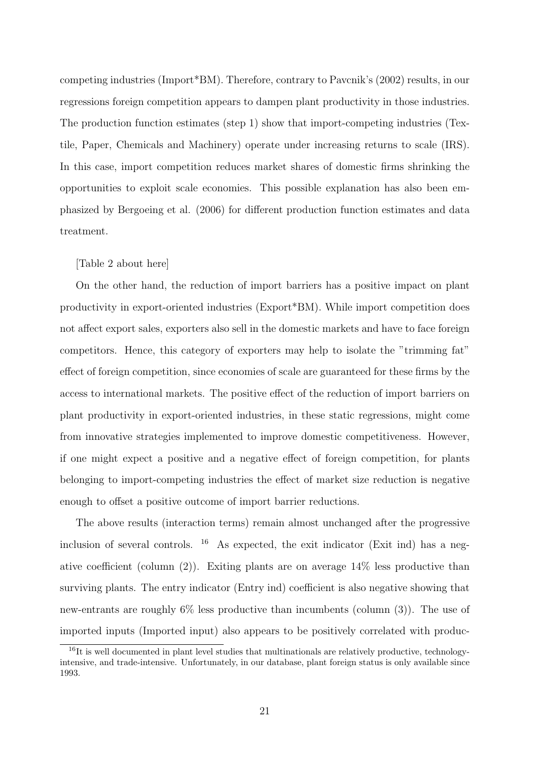competing industries (Import*BM). Therefore, contrary to Pavcnik's (2002) results, in our regressions foreign competition appears to dampen plant productivity in those industries. The production function estimates (step 1) show that import-competing industries (Textile, Paper, Chemicals and Machinery) operate under increasing returns to scale (IRS). In this case, import competition reduces market shares of domestic firms shrinking the opportunities to exploit scale economies. This possible explanation has also been emphasized by Bergoeing et al. (2006) for different production function estimates and data treatment.

[Table 2 about here]

On the other hand, the reduction of import barriers has a positive impact on plant productivity in export-oriented industries (Export*BM). While import competition does not affect export sales, exporters also sell in the domestic markets and have to face foreign competitors. Hence, this category of exporters may help to isolate the "trimming fat" effect of foreign competition, since economies of scale are guaranteed for these firms by the access to international markets. The positive effect of the reduction of import barriers on plant productivity in export-oriented industries, in these static regressions, might come from innovative strategies implemented to improve domestic competitiveness. However, if one might expect a positive and a negative effect of foreign competition, for plants belonging to import-competing industries the effect of market size reduction is negative enough to offset a positive outcome of import barrier reductions.

The above results (interaction terms) remain almost unchanged after the progressive inclusion of several controls. [16] As expected, the exit indicator (Exit ind) has a negative coefficient (column (2)). Exiting plants are on average 14% less productive than surviving plants. The entry indicator (Entry ind) coefficient is also negative showing that new-entrants are roughly 6% less productive than incumbents (column (3)). The use of imported inputs (Imported input) also appears to be positively correlated with produc-

[16] It is well documented in plant level studies that multinationals are relatively productive, technology-intensive, and trade-intensive. Unfortunately, in our database, plant foreign status is only available since 1993.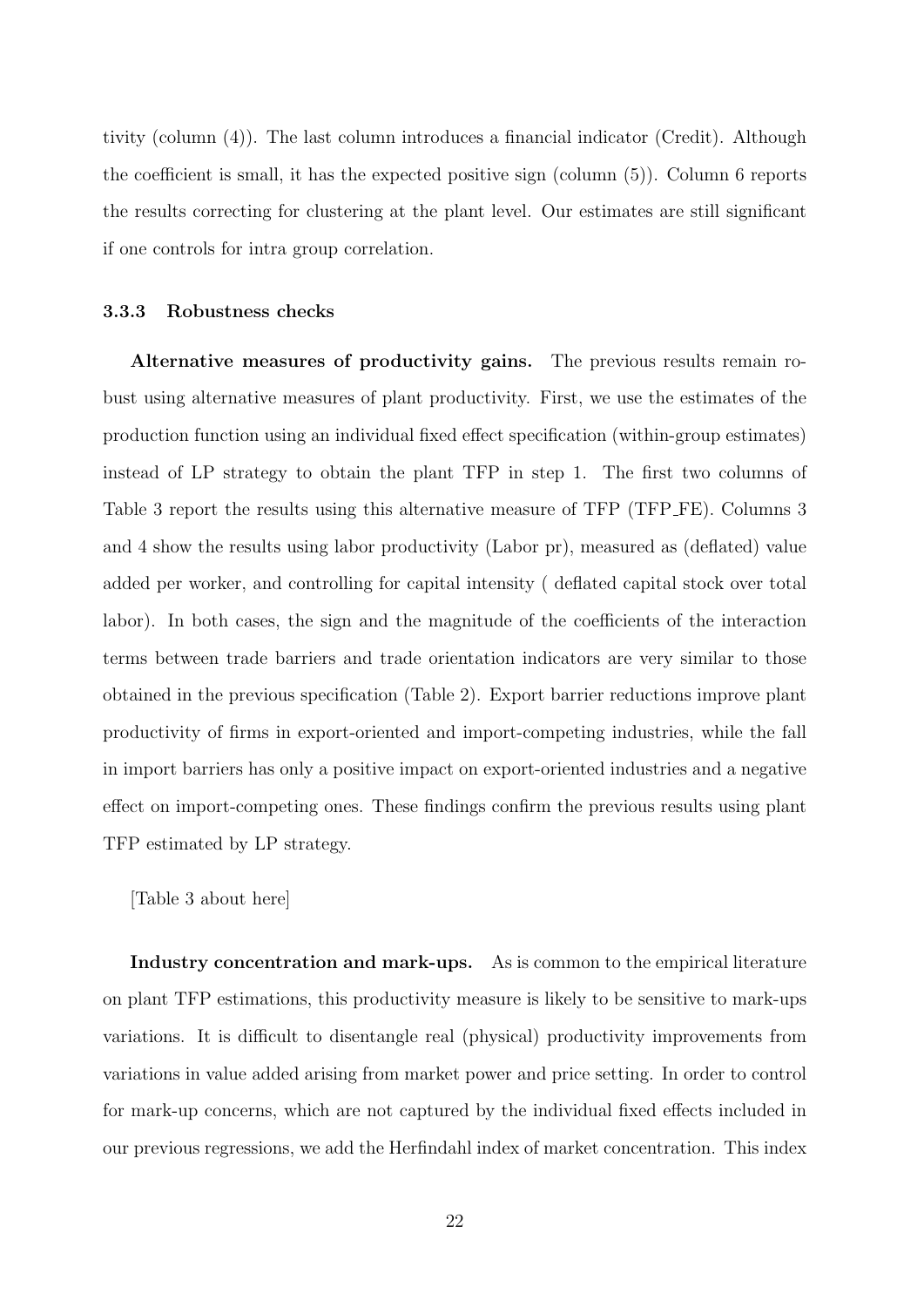tivity (column (4)). The last column introduces a financial indicator (Credit). Although the coefficient is small, it has the expected positive sign (column (5)). Column 6 reports the results correcting for clustering at the plant level. Our estimates are still significant if one controls for intra group correlation.

#### 3.3.3 Robustness checks

**Alternative measures of productivity gains.** The previous results remain robust using alternative measures of plant productivity. First, we use the estimates of the production function using an individual fixed effect specification (within-group estimates) instead of LP strategy to obtain the plant TFP in step 1. The first two columns of Table 3 report the results using this alternative measure of TFP (TFP_FE). Columns 3 and 4 show the results using labor productivity (Labor pr), measured as (deflated) value added per worker, and controlling for capital intensity ( deflated capital stock over total labor). In both cases, the sign and the magnitude of the coefficients of the interaction terms between trade barriers and trade orientation indicators are very similar to those obtained in the previous specification (Table 2). Export barrier reductions improve plant productivity of firms in export-oriented and import-competing industries, while the fall in import barriers has only a positive impact on export-oriented industries and a negative effect on import-competing ones. These findings confirm the previous results using plant TFP estimated by LP strategy.

[Table 3 about here]

**Industry concentration and mark-ups.** As is common to the empirical literature on plant TFP estimations, this productivity measure is likely to be sensitive to mark-ups variations. It is difficult to disentangle real (physical) productivity improvements from variations in value added arising from market power and price setting. In order to control for mark-up concerns, which are not captured by the individual fixed effects included in our previous regressions, we add the Herfindahl index of market concentration. This index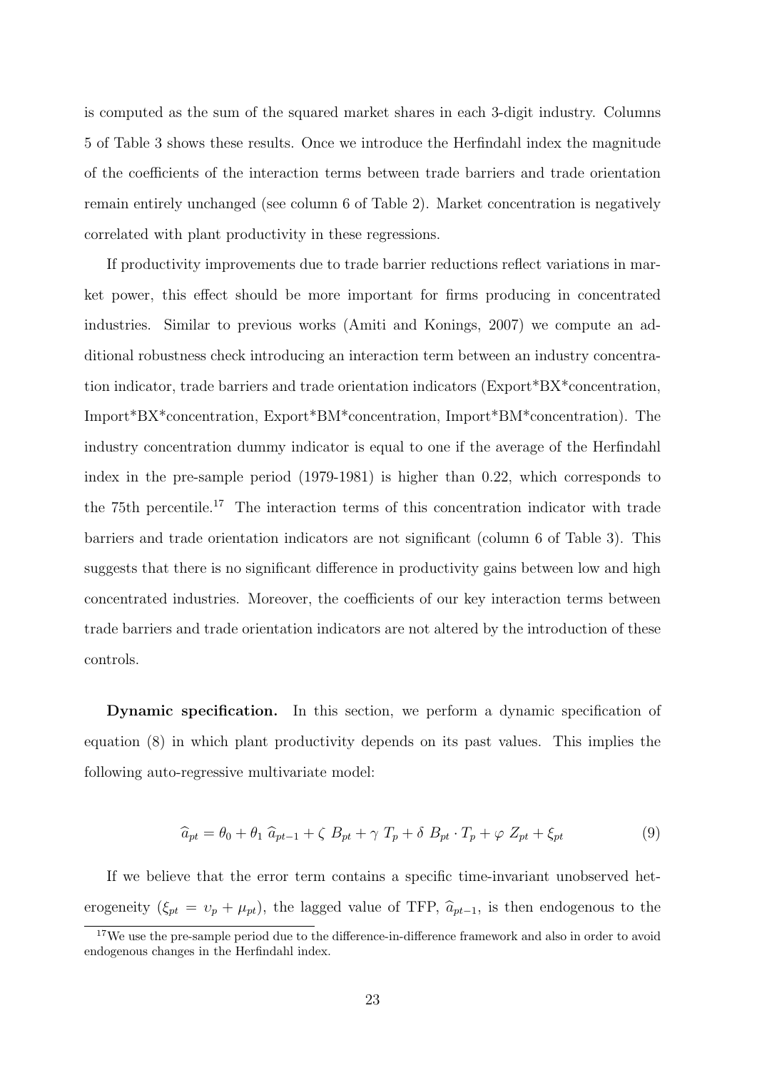is computed as the sum of the squared market shares in each 3-digit industry. Columns 5 of Table 3 shows these results. Once we introduce the Herfindahl index the magnitude of the coefficients of the interaction terms between trade barriers and trade orientation remain entirely unchanged (see column 6 of Table 2). Market concentration is negatively correlated with plant productivity in these regressions.

If productivity improvements due to trade barrier reductions reflect variations in market power, this effect should be more important for firms producing in concentrated industries. Similar to previous works (Amiti and Konings, 2007) we compute an additional robustness check introducing an interaction term between an industry concentration indicator, trade barriers and trade orientation indicators (Export*BX*concentration, Import*BX*concentration, Export*BM*concentration, Import*BM*concentration). The industry concentration dummy indicator is equal to one if the average of the Herfindahl index in the pre-sample period (1979-1981) is higher than 0.22, which corresponds to the 75th percentile.[17] The interaction terms of this concentration indicator with trade barriers and trade orientation indicators are not significant (column 6 of Table 3). This suggests that there is no significant difference in productivity gains between low and high concentrated industries. Moreover, the coefficients of our key interaction terms between trade barriers and trade orientation indicators are not altered by the introduction of these controls.

**Dynamic specification.** In this section, we perform a dynamic specification of equation (8) in which plant productivity depends on its past values. This implies the following auto-regressive multivariate model:

$$\widehat{a}_{pt} = \theta_0 + \theta_1 \, \widehat{a}_{pt-1} + \zeta \; B_{pt} + \gamma \; T_p + \delta \; B_{pt} \cdot T_p + \varphi \; Z_{pt} + \xi_{pt} \tag{9}$$

If we believe that the error term contains a specific time-invariant unobserved heterogeneity ($\xi_{pt} = \upsilon_p + \mu_{pt}$), the lagged value of TFP, $\widehat{a}_{pt-1}$, is then endogenous to the

[17] We use the pre-sample period due to the difference-in-difference framework and also in order to avoid endogenous changes in the Herfindahl index.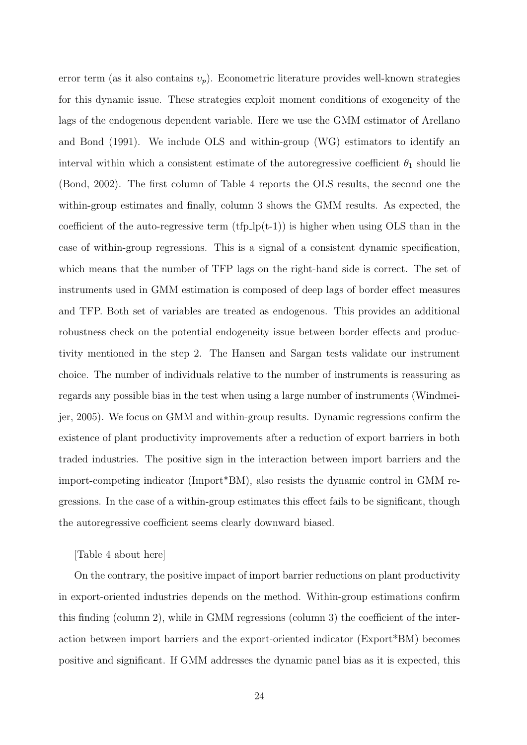error term (as it also contains $v_p$). Econometric literature provides well-known strategies for this dynamic issue. These strategies exploit moment conditions of exogeneity of the lags of the endogenous dependent variable. Here we use the GMM estimator of Arellano and Bond (1991). We include OLS and within-group (WG) estimators to identify an interval within which a consistent estimate of the autoregressive coefficient $\theta_1$ should lie (Bond, 2002). The first column of Table 4 reports the OLS results, the second one the within-group estimates and finally, column 3 shows the GMM results. As expected, the coefficient of the auto-regressive term (tfp_lp(t-1)) is higher when using OLS than in the case of within-group regressions. This is a signal of a consistent dynamic specification, which means that the number of TFP lags on the right-hand side is correct. The set of instruments used in GMM estimation is composed of deep lags of border effect measures and TFP. Both set of variables are treated as endogenous. This provides an additional robustness check on the potential endogeneity issue between border effects and productivity mentioned in the step 2. The Hansen and Sargan tests validate our instrument choice. The number of individuals relative to the number of instruments is reassuring as regards any possible bias in the test when using a large number of instruments (Windmeijer, 2005). We focus on GMM and within-group results. Dynamic regressions confirm the existence of plant productivity improvements after a reduction of export barriers in both traded industries. The positive sign in the interaction between import barriers and the import-competing indicator (Import*BM), also resists the dynamic control in GMM regressions. In the case of a within-group estimates this effect fails to be significant, though the autoregressive coefficient seems clearly downward biased.

[Table 4 about here]

On the contrary, the positive impact of import barrier reductions on plant productivity in export-oriented industries depends on the method. Within-group estimations confirm this finding (column 2), while in GMM regressions (column 3) the coefficient of the interaction between import barriers and the export-oriented indicator (Export*BM) becomes positive and significant. If GMM addresses the dynamic panel bias as it is expected, this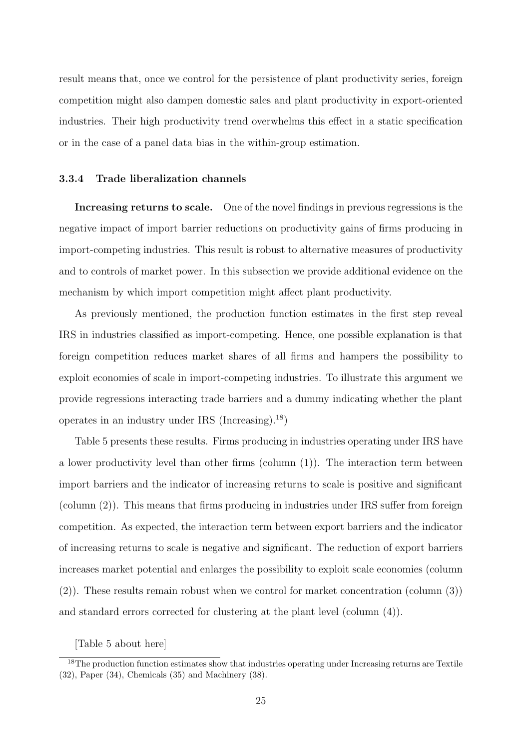result means that, once we control for the persistence of plant productivity series, foreign competition might also dampen domestic sales and plant productivity in export-oriented industries. Their high productivity trend overwhelms this effect in a static specification or in the case of a panel data bias in the within-group estimation.

### 3.3.4 Trade liberalization channels

**Increasing returns to scale.** One of the novel findings in previous regressions is the negative impact of import barrier reductions on productivity gains of firms producing in import-competing industries. This result is robust to alternative measures of productivity and to controls of market power. In this subsection we provide additional evidence on the mechanism by which import competition might affect plant productivity.

As previously mentioned, the production function estimates in the first step reveal IRS in industries classified as import-competing. Hence, one possible explanation is that foreign competition reduces market shares of all firms and hampers the possibility to exploit economies of scale in import-competing industries. To illustrate this argument we provide regressions interacting trade barriers and a dummy indicating whether the plant operates in an industry under IRS (Increasing).[18])

Table 5 presents these results. Firms producing in industries operating under IRS have a lower productivity level than other firms (column (1)). The interaction term between import barriers and the indicator of increasing returns to scale is positive and significant (column (2)). This means that firms producing in industries under IRS suffer from foreign competition. As expected, the interaction term between export barriers and the indicator of increasing returns to scale is negative and significant. The reduction of export barriers increases market potential and enlarges the possibility to exploit scale economies (column (2)). These results remain robust when we control for market concentration (column (3)) and standard errors corrected for clustering at the plant level (column (4)).

[Table 5 about here]

[18] The production function estimates show that industries operating under Increasing returns are Textile (32), Paper (34), Chemicals (35) and Machinery (38).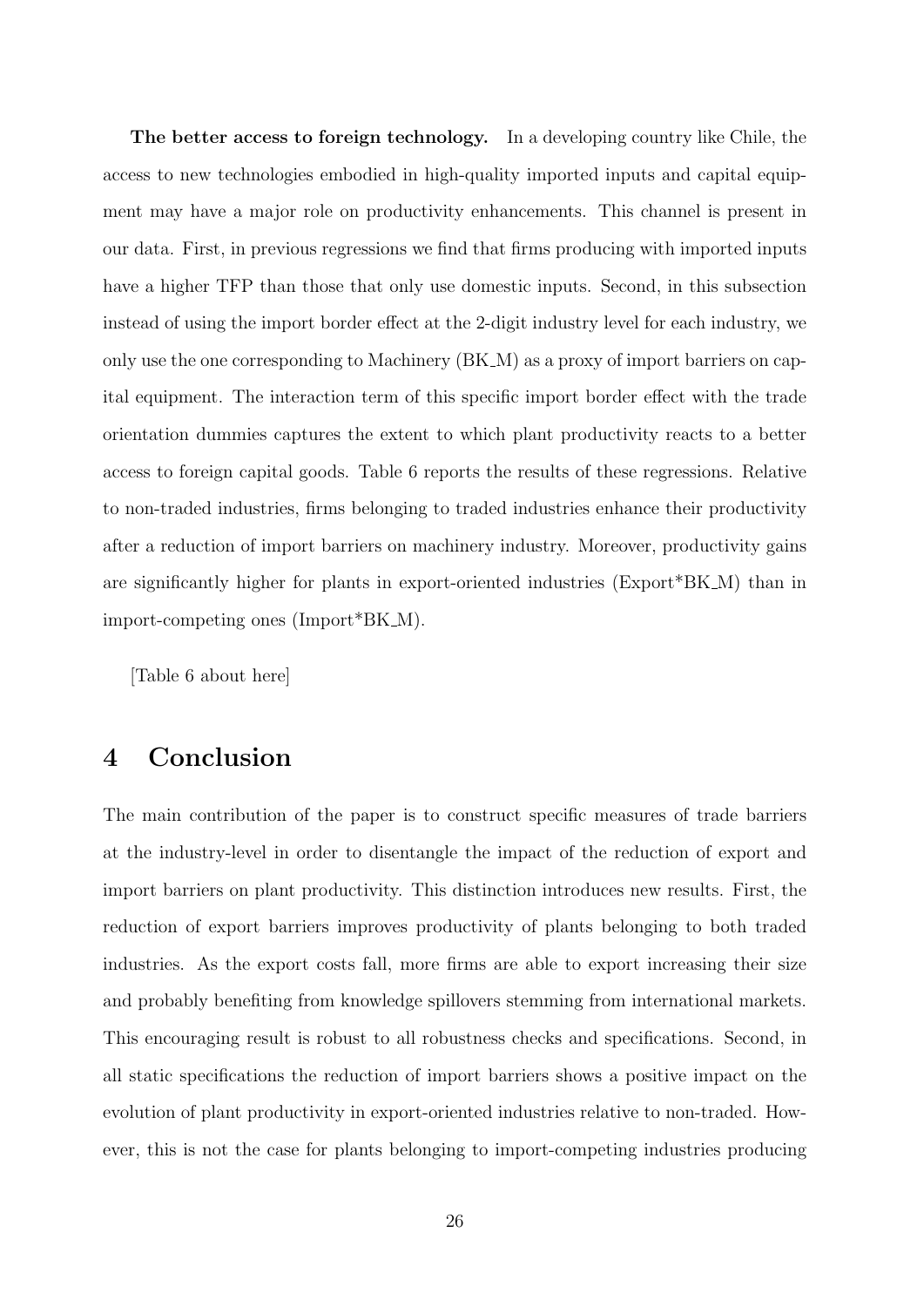**The better access to foreign technology.** In a developing country like Chile, the access to new technologies embodied in high-quality imported inputs and capital equipment may have a major role on productivity enhancements. This channel is present in our data. First, in previous regressions we find that firms producing with imported inputs have a higher TFP than those that only use domestic inputs. Second, in this subsection instead of using the import border effect at the 2-digit industry level for each industry, we only use the one corresponding to Machinery (BK_M) as a proxy of import barriers on capital equipment. The interaction term of this specific import border effect with the trade orientation dummies captures the extent to which plant productivity reacts to a better access to foreign capital goods. Table 6 reports the results of these regressions. Relative to non-traded industries, firms belonging to traded industries enhance their productivity after a reduction of import barriers on machinery industry. Moreover, productivity gains are significantly higher for plants in export-oriented industries (Export*BK_M) than in import-competing ones (Import*BK_M).

[Table 6 about here]

# 4 Conclusion

The main contribution of the paper is to construct specific measures of trade barriers at the industry-level in order to disentangle the impact of the reduction of export and import barriers on plant productivity. This distinction introduces new results. First, the reduction of export barriers improves productivity of plants belonging to both traded industries. As the export costs fall, more firms are able to export increasing their size and probably benefiting from knowledge spillovers stemming from international markets. This encouraging result is robust to all robustness checks and specifications. Second, in all static specifications the reduction of import barriers shows a positive impact on the evolution of plant productivity in export-oriented industries relative to non-traded. However, this is not the case for plants belonging to import-competing industries producing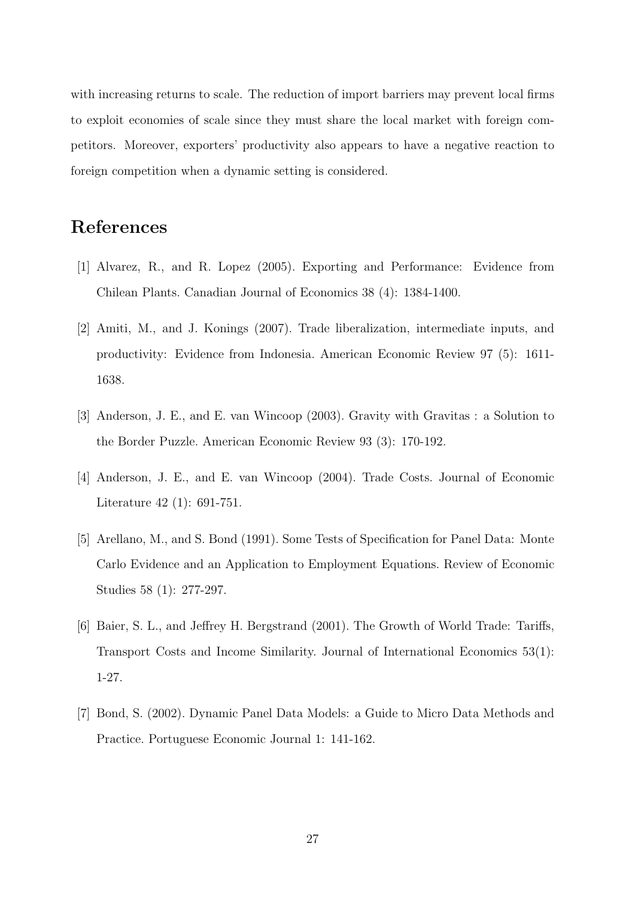with increasing returns to scale. The reduction of import barriers may prevent local firms to exploit economies of scale since they must share the local market with foreign competitors. Moreover, exporters' productivity also appears to have a negative reaction to foreign competition when a dynamic setting is considered.

# References

[1] Alvarez, R., and R. Lopez (2005). Exporting and Performance: Evidence from Chilean Plants. Canadian Journal of Economics 38 (4): 1384-1400.

[2] Amiti, M., and J. Konings (2007). Trade liberalization, intermediate inputs, and productivity: Evidence from Indonesia. American Economic Review 97 (5): 1611-1638.

[3] Anderson, J. E., and E. van Wincoop (2003). Gravity with Gravitas : a Solution to the Border Puzzle. American Economic Review 93 (3): 170-192.

[4] Anderson, J. E., and E. van Wincoop (2004). Trade Costs. Journal of Economic Literature 42 (1): 691-751.

[5] Arellano, M., and S. Bond (1991). Some Tests of Specification for Panel Data: Monte Carlo Evidence and an Application to Employment Equations. Review of Economic Studies 58 (1): 277-297.

[6] Baier, S. L., and Jeffrey H. Bergstrand (2001). The Growth of World Trade: Tariffs, Transport Costs and Income Similarity. Journal of International Economics 53(1): 1-27.

[7] Bond, S. (2002). Dynamic Panel Data Models: a Guide to Micro Data Methods and Practice. Portuguese Economic Journal 1: 141-162.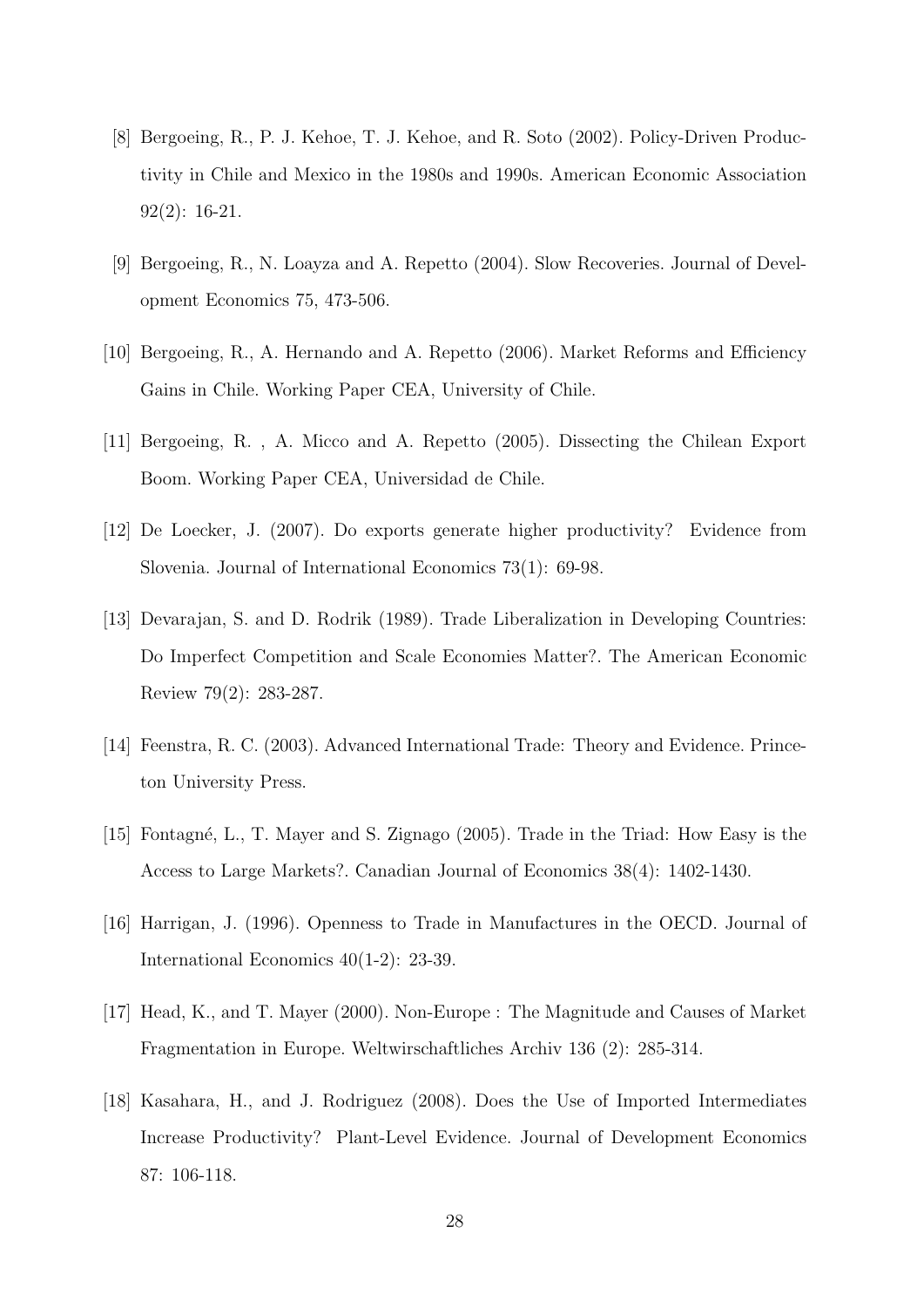[8] Bergoeing, R., P. J. Kehoe, T. J. Kehoe, and R. Soto (2002). Policy-Driven Productivity in Chile and Mexico in the 1980s and 1990s. American Economic Association 92(2): 16-21.

[9] Bergoeing, R., N. Loayza and A. Repetto (2004). Slow Recoveries. Journal of Development Economics 75, 473-506.

[10] Bergoeing, R., A. Hernando and A. Repetto (2006). Market Reforms and Efficiency Gains in Chile. Working Paper CEA, University of Chile.

[11] Bergoeing, R. , A. Micco and A. Repetto (2005). Dissecting the Chilean Export Boom. Working Paper CEA, Universidad de Chile.

[12] De Loecker, J. (2007). Do exports generate higher productivity? Evidence from Slovenia. Journal of International Economics 73(1): 69-98.

[13] Devarajan, S. and D. Rodrik (1989). Trade Liberalization in Developing Countries: Do Imperfect Competition and Scale Economies Matter?. The American Economic Review 79(2): 283-287.

[14] Feenstra, R. C. (2003). Advanced International Trade: Theory and Evidence. Princeton University Press.

[15] Fontagné, L., T. Mayer and S. Zignago (2005). Trade in the Triad: How Easy is the Access to Large Markets?. Canadian Journal of Economics 38(4): 1402-1430.

[16] Harrigan, J. (1996). Openness to Trade in Manufactures in the OECD. Journal of International Economics 40(1-2): 23-39.

[17] Head, K., and T. Mayer (2000). Non-Europe : The Magnitude and Causes of Market Fragmentation in Europe. Weltwirschaftliches Archiv 136 (2): 285-314.

[18] Kasahara, H., and J. Rodriguez (2008). Does the Use of Imported Intermediates Increase Productivity? Plant-Level Evidence. Journal of Development Economics 87: 106-118.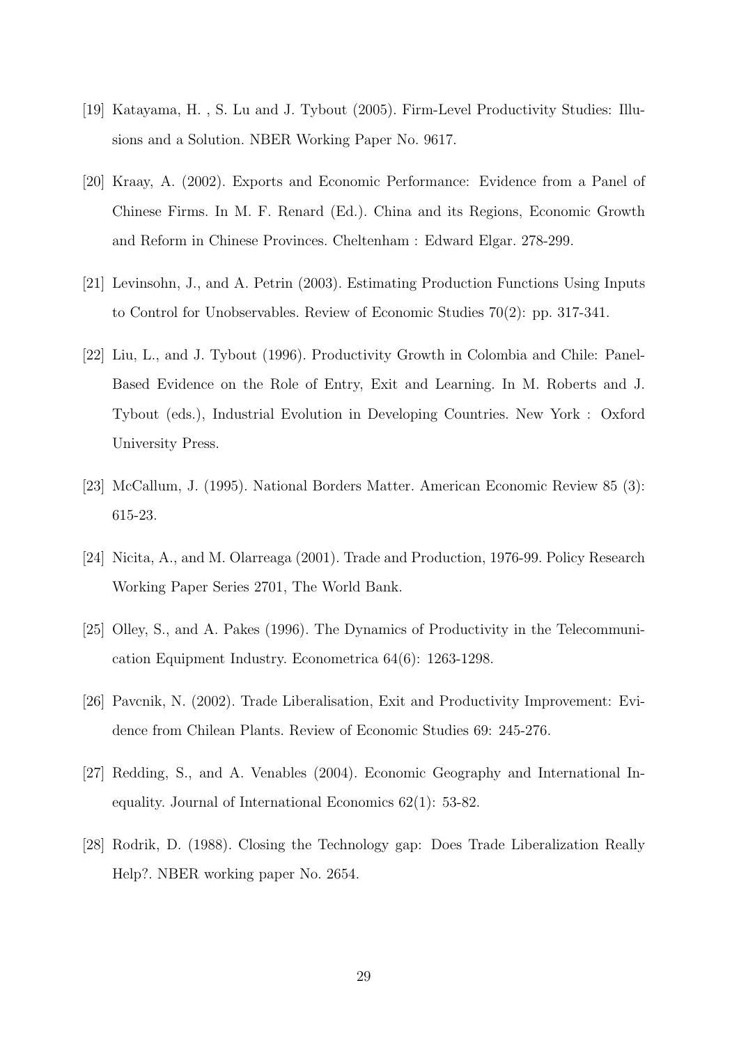[19] Katayama, H. , S. Lu and J. Tybout (2005). Firm-Level Productivity Studies: Illusions and a Solution. NBER Working Paper No. 9617.

[20] Kraay, A. (2002). Exports and Economic Performance: Evidence from a Panel of Chinese Firms. In M. F. Renard (Ed.). China and its Regions, Economic Growth and Reform in Chinese Provinces. Cheltenham : Edward Elgar. 278-299.

[21] Levinsohn, J., and A. Petrin (2003). Estimating Production Functions Using Inputs to Control for Unobservables. Review of Economic Studies 70(2): pp. 317-341.

[22] Liu, L., and J. Tybout (1996). Productivity Growth in Colombia and Chile: Panel-Based Evidence on the Role of Entry, Exit and Learning. In M. Roberts and J. Tybout (eds.), Industrial Evolution in Developing Countries. New York : Oxford University Press.

[23] McCallum, J. (1995). National Borders Matter. American Economic Review 85 (3): 615-23.

[24] Nicita, A., and M. Olarreaga (2001). Trade and Production, 1976-99. Policy Research Working Paper Series 2701, The World Bank.

[25] Olley, S., and A. Pakes (1996). The Dynamics of Productivity in the Telecommunication Equipment Industry. Econometrica 64(6): 1263-1298.

[26] Pavcnik, N. (2002). Trade Liberalisation, Exit and Productivity Improvement: Evidence from Chilean Plants. Review of Economic Studies 69: 245-276.

[27] Redding, S., and A. Venables (2004). Economic Geography and International Inequality. Journal of International Economics 62(1): 53-82.

[28] Rodrik, D. (1988). Closing the Technology gap: Does Trade Liberalization Really Help?. NBER working paper No. 2654.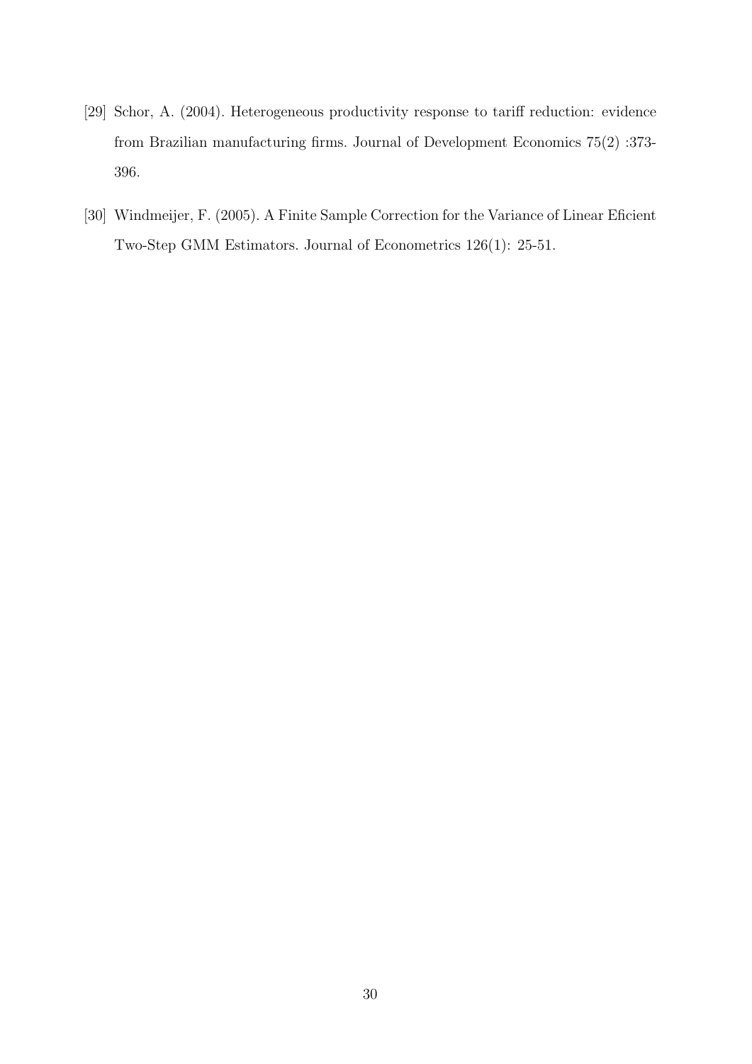[29] Schor, A. (2004). Heterogeneous productivity response to tariff reduction: evidence from Brazilian manufacturing firms. Journal of Development Economics 75(2) :373-396.

[30] Windmeijer, F. (2005). A Finite Sample Correction for the Variance of Linear Eficient Two-Step GMM Estimators. Journal of Econometrics 126(1): 25-51.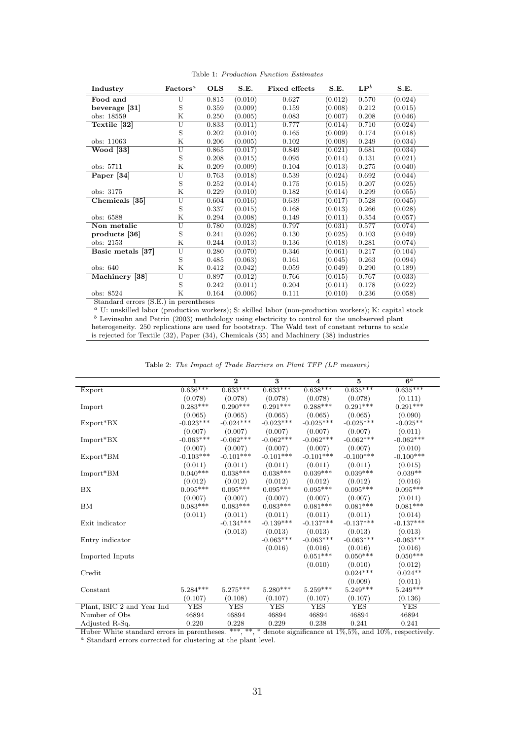Table 1: *Production Function Estimates*

| Industry | Factors[a] | OLS | S.E. | Fixed effects | S.E. | LP[b] | S.E. |
|---|---|---|---|---|---|---|---|
| **Food and** | U | 0.815 | (0.010) | 0.627 | (0.012) | 0.570 | (0.024) |
| **beverage [31]** | S | 0.359 | (0.009) | 0.159 | (0.008) | 0.212 | (0.015) |
| obs: 18559 | K | 0.250 | (0.005) | 0.083 | (0.007) | 0.208 | (0.046) |
| **Textile [32]** | U | 0.833 | (0.011) | 0.777 | (0.014) | 0.710 | (0.024) |
| | S | 0.202 | (0.010) | 0.165 | (0.009) | 0.174 | (0.018) |
| obs: 11063 | K | 0.206 | (0.005) | 0.102 | (0.008) | 0.249 | (0.034) |
| **Wood [33]** | U | 0.865 | (0.017) | 0.849 | (0.021) | 0.681 | (0.034) |
| | S | 0.208 | (0.015) | 0.095 | (0.014) | 0.131 | (0.021) |
| obs: 5711 | K | 0.209 | (0.009) | 0.104 | (0.013) | 0.275 | (0.040) |
| **Paper [34]** | U | 0.763 | (0.018) | 0.539 | (0.024) | 0.692 | (0.044) |
| | S | 0.252 | (0.014) | 0.175 | (0.015) | 0.207 | (0.025) |
| obs: 3175 | K | 0.229 | (0.010) | 0.182 | (0.014) | 0.299 | (0.055) |
| **Chemicals [35]** | U | 0.604 | (0.016) | 0.639 | (0.017) | 0.528 | (0.045) |
| | S | 0.337 | (0.015) | 0.168 | (0.013) | 0.266 | (0.028) |
| obs: 6588 | K | 0.294 | (0.008) | 0.149 | (0.011) | 0.354 | (0.057) |
| **Non metalic** | U | 0.780 | (0.028) | 0.797 | (0.031) | 0.577 | (0.074) |
| **products [36]** | S | 0.241 | (0.026) | 0.130 | (0.025) | 0.103 | (0.049) |
| obs: 2153 | K | 0.244 | (0.013) | 0.136 | (0.018) | 0.281 | (0.074) |
| **Basic metals [37]** | U | 0.280 | (0.070) | 0.346 | (0.061) | 0.217 | (0.104) |
| | S | 0.485 | (0.063) | 0.161 | (0.045) | 0.263 | (0.094) |
| obs: 640 | K | 0.412 | (0.042) | 0.059 | (0.049) | 0.290 | (0.189) |
| **Machinery [38]** | U | 0.897 | (0.012) | 0.766 | (0.015) | 0.767 | (0.033) |
| | S | 0.242 | (0.011) | 0.204 | (0.011) | 0.178 | (0.022) |
| obs: 8524 | K | 0.164 | (0.006) | 0.111 | (0.010) | 0.236 | (0.058) |

Standard errors (S.E.) in perentheses

[a] U: unskilled labor (production workers); S: skilled labor (non-production workers); K: capital stock

[b] Levinsohn and Petrin (2003) methdology using electricity to control for the unobserved plant heterogeneity. 250 replications are used for bootstrap. The Wald test of constant returns to scale is rejected for Textile (32), Paper (34), Chemicals (35) and Machinery (38) industries

Table 2: *The Impact of Trade Barriers on Plant TFP (LP measure)*

| | 1 | 2 | 3 | 4 | 5 | 6[a] |
|---|---|---|---|---|---|---|
| Export | 0.636*** | 0.633*** | 0.633*** | 0.638*** | 0.635*** | 0.635*** |
| | (0.078) | (0.078) | (0.078) | (0.078) | (0.078) | (0.111) |
| Import | 0.283*** | 0.290*** | 0.291*** | 0.288*** | 0.291*** | 0.291*** |
| | (0.065) | (0.065) | (0.065) | (0.065) | (0.065) | (0.090) |
| Export*BX | -0.023*** | -0.024*** | -0.023*** | -0.025*** | -0.025*** | -0.025** |
| | (0.007) | (0.007) | (0.007) | (0.007) | (0.007) | (0.011) |
| Import*BX | -0.063*** | -0.062*** | -0.062*** | -0.062*** | -0.062*** | -0.062*** |
| | (0.007) | (0.007) | (0.007) | (0.007) | (0.007) | (0.010) |
| Export*BM | -0.103*** | -0.101*** | -0.101*** | -0.101*** | -0.100*** | -0.100*** |
| | (0.011) | (0.011) | (0.011) | (0.011) | (0.011) | (0.015) |
| Import*BM | 0.040*** | 0.038*** | 0.038*** | 0.039*** | 0.039*** | 0.039** |
| | (0.012) | (0.012) | (0.012) | (0.012) | (0.012) | (0.016) |
| BX | 0.095*** | 0.095*** | 0.095*** | 0.095*** | 0.095*** | 0.095*** |
| | (0.007) | (0.007) | (0.007) | (0.007) | (0.007) | (0.011) |
| BM | 0.083*** | 0.083*** | 0.083*** | 0.081*** | 0.081*** | 0.081*** |
| | (0.011) | (0.011) | (0.011) | (0.011) | (0.011) | (0.014) |
| Exit indicator | | -0.134*** | -0.139*** | -0.137*** | -0.137*** | -0.137*** |
| | | (0.013) | (0.013) | (0.013) | (0.013) | (0.013) |
| Entry indicator | | | -0.063*** | -0.063*** | -0.063*** | -0.063*** |
| | | | (0.016) | (0.016) | (0.016) | (0.016) |
| Imported Inputs | | | | 0.051*** | 0.050*** | 0.050*** |
| | | | | (0.010) | (0.010) | (0.012) |
| Credit | | | | | 0.024*** | 0.024** |
| | | | | | (0.009) | (0.011) |
| Constant | 5.284*** | 5.275*** | 5.280*** | 5.259*** | 5.249*** | 5.249*** |
| | (0.107) | (0.108) | (0.107) | (0.107) | (0.107) | (0.136) |
| Plant, ISIC 2 and Year Ind | YES | YES | YES | YES | YES | YES |
| Number of Obs | 46894 | 46894 | 46894 | 46894 | 46894 | 46894 |
| Adjusted R-Sq. | 0.220 | 0.228 | 0.229 | 0.238 | 0.241 | 0.241 |

Huber White standard errors in parentheses. ***, **, * denote significance at 1%,5%, and 10%, respectively.

[a] Standard errors corrected for clustering at the plant level.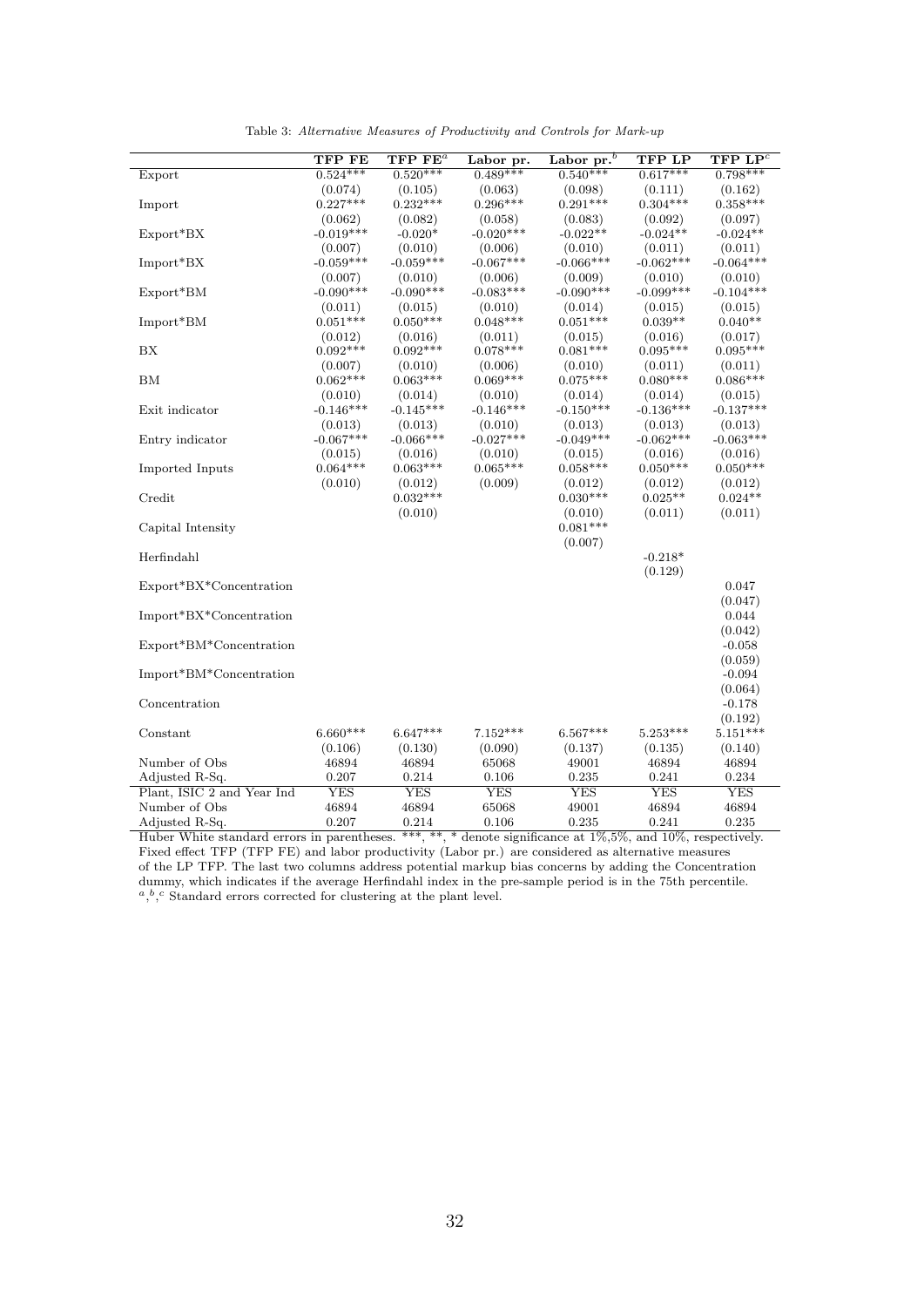Table 3: *Alternative Measures of Productivity and Controls for Mark-up*

| | TFP FE | TFP FE[a] | Labor pr. | Labor pr.[b] | TFP LP | TFP LP[c] |
|---|---|---|---|---|---|---|
| Export | 0.524*** | 0.520*** | 0.489*** | 0.540*** | 0.617*** | 0.798*** |
| | (0.074) | (0.105) | (0.063) | (0.098) | (0.111) | (0.162) |
| Import | 0.227*** | 0.232*** | 0.296*** | 0.291*** | 0.304*** | 0.358*** |
| | (0.062) | (0.082) | (0.058) | (0.083) | (0.092) | (0.097) |
| Export*BX | -0.019*** | -0.020* | -0.020*** | -0.022** | -0.024** | -0.024** |
| | (0.007) | (0.010) | (0.006) | (0.010) | (0.011) | (0.011) |
| Import*BX | -0.059*** | -0.059*** | -0.067*** | -0.066*** | -0.062*** | -0.064*** |
| | (0.007) | (0.010) | (0.006) | (0.009) | (0.010) | (0.010) |
| Export*BM | -0.090*** | -0.090*** | -0.083*** | -0.090*** | -0.099*** | -0.104*** |
| | (0.011) | (0.015) | (0.010) | (0.014) | (0.015) | (0.015) |
| Import*BM | 0.051*** | 0.050*** | 0.048*** | 0.051*** | 0.039** | 0.040** |
| | (0.012) | (0.016) | (0.011) | (0.015) | (0.016) | (0.017) |
| BX | 0.092*** | 0.092*** | 0.078*** | 0.081*** | 0.095*** | 0.095*** |
| | (0.007) | (0.010) | (0.006) | (0.010) | (0.011) | (0.011) |
| BM | 0.062*** | 0.063*** | 0.069*** | 0.075*** | 0.080*** | 0.086*** |
| | (0.010) | (0.014) | (0.010) | (0.014) | (0.014) | (0.015) |
| Exit indicator | -0.146*** | -0.145*** | -0.146*** | -0.150*** | -0.136*** | -0.137*** |
| | (0.013) | (0.013) | (0.010) | (0.013) | (0.013) | (0.013) |
| Entry indicator | -0.067*** | -0.066*** | -0.027*** | -0.049*** | -0.062*** | -0.063*** |
| | (0.015) | (0.016) | (0.010) | (0.015) | (0.016) | (0.016) |
| Imported Inputs | 0.064*** | 0.063*** | 0.065*** | 0.058*** | 0.050*** | 0.050*** |
| | (0.010) | (0.012) | (0.009) | (0.012) | (0.012) | (0.012) |
| Credit | | 0.032*** | | 0.030*** | 0.025** | 0.024** |
| | | (0.010) | | (0.010) | (0.011) | (0.011) |
| Capital Intensity | | | | 0.081*** | | |
| | | | | (0.007) | | |
| Herfindahl | | | | | -0.218* | |
| | | | | | (0.129) | |
| Export*BX*Concentration | | | | | | 0.047 |
| | | | | | | (0.047) |
| Import*BX*Concentration | | | | | | 0.044 |
| | | | | | | (0.042) |
| Export*BM*Concentration | | | | | | -0.058 |
| | | | | | | (0.059) |
| Import*BM*Concentration | | | | | | -0.094 |
| | | | | | | (0.064) |
| Concentration | | | | | | -0.178 |
| | | | | | | (0.192) |
| Constant | 6.660*** | 6.647*** | 7.152*** | 6.567*** | 5.253*** | 5.151*** |
| | (0.106) | (0.130) | (0.090) | (0.137) | (0.135) | (0.140) |
| Number of Obs | 46894 | 46894 | 65068 | 49001 | 46894 | 46894 |
| Adjusted R-Sq. | 0.207 | 0.214 | 0.106 | 0.235 | 0.241 | 0.234 |
| Plant, ISIC 2 and Year Ind | YES | YES | YES | YES | YES | YES |
| Number of Obs | 46894 | 46894 | 65068 | 49001 | 46894 | 46894 |
| Adjusted R-Sq. | 0.207 | 0.214 | 0.106 | 0.235 | 0.241 | 0.235 |

Huber White standard errors in parentheses. ***, **, * denote significance at 1%,5%, and 10%, respectively. Fixed effect TFP (TFP FE) and labor productivity (Labor pr.) are considered as alternative measures of the LP TFP. The last two columns address potential markup bias concerns by adding the Concentration dummy, which indicates if the average Herfindahl index in the pre-sample period is in the 75th percentile.
[a],[b],[c] Standard errors corrected for clustering at the plant level.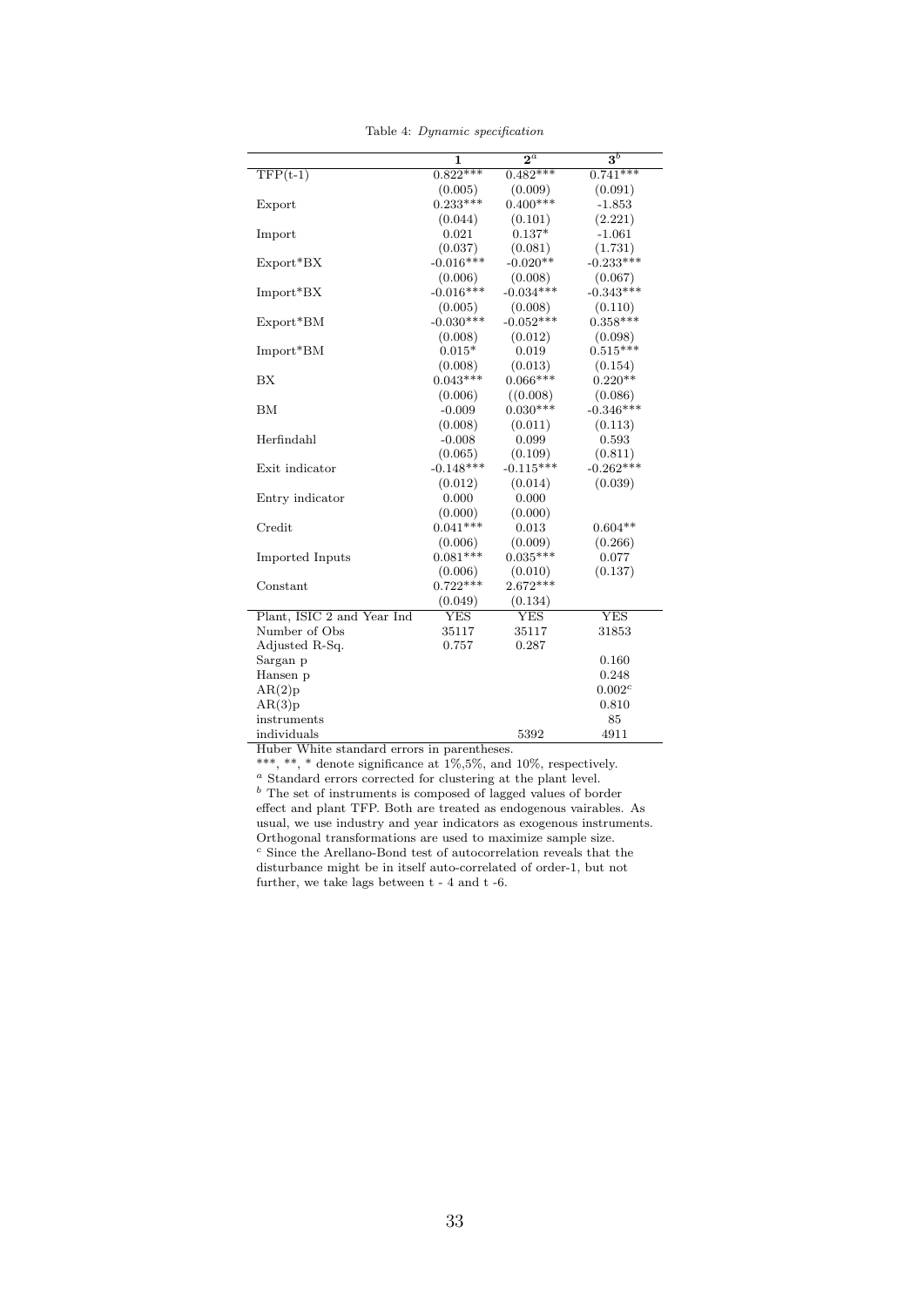Table 4: *Dynamic specification*

| | 1 | 2[a] | 3[b] |
|---|---|---|---|
| TFP(t-1) | 0.822*** | 0.482*** | 0.741*** |
| | (0.005) | (0.009) | (0.091) |
| Export | 0.233*** | 0.400*** | -1.853 |
| | (0.044) | (0.101) | (2.221) |
| Import | 0.021 | 0.137* | -1.061 |
| | (0.037) | (0.081) | (1.731) |
| Export*BX | -0.016*** | -0.020** | -0.233*** |
| | (0.006) | (0.008) | (0.067) |
| Import*BX | -0.016*** | -0.034*** | -0.343*** |
| | (0.005) | (0.008) | (0.110) |
| Export*BM | -0.030*** | -0.052*** | 0.358*** |
| | (0.008) | (0.012) | (0.098) |
| Import*BM | 0.015* | 0.019 | 0.515*** |
| | (0.008) | (0.013) | (0.154) |
| BX | 0.043*** | 0.066*** | 0.220** |
| | (0.006) | ((0.008) | (0.086) |
| BM | -0.009 | 0.030*** | -0.346*** |
| | (0.008) | (0.011) | (0.113) |
| Herfindahl | -0.008 | 0.099 | 0.593 |
| | (0.065) | (0.109) | (0.811) |
| Exit indicator | -0.148*** | -0.115*** | -0.262*** |
| | (0.012) | (0.014) | (0.039) |
| Entry indicator | 0.000 | 0.000 | |
| | (0.000) | (0.000) | |
| Credit | 0.041*** | 0.013 | 0.604** |
| | (0.006) | (0.009) | (0.266) |
| Imported Inputs | 0.081*** | 0.035*** | 0.077 |
| | (0.006) | (0.010) | (0.137) |
| Constant | 0.722*** | 2.672*** | |
| | (0.049) | (0.134) | |
| Plant, ISIC 2 and Year Ind | YES | YES | YES |
| Number of Obs | 35117 | 35117 | 31853 |
| Adjusted R-Sq. | 0.757 | 0.287 | |
| Sargan p | | | 0.160 |
| Hansen p | | | 0.248 |
| AR(2)p | | | 0.002[c] |
| AR(3)p | | | 0.810 |
| instruments | | | 85 |
| individuals | | 5392 | 4911 |

Huber White standard errors in parentheses.

***, **, * denote significance at 1%,5%, and 10%, respectively.

[a] Standard errors corrected for clustering at the plant level.

[b] The set of instruments is composed of lagged values of border effect and plant TFP. Both are treated as endogenous vairables. As usual, we use industry and year indicators as exogenous instruments. Orthogonal transformations are used to maximize sample size.

[c] Since the Arellano-Bond test of autocorrelation reveals that the disturbance might be in itself auto-correlated of order-1, but not further, we take lags between t - 4 and t -6.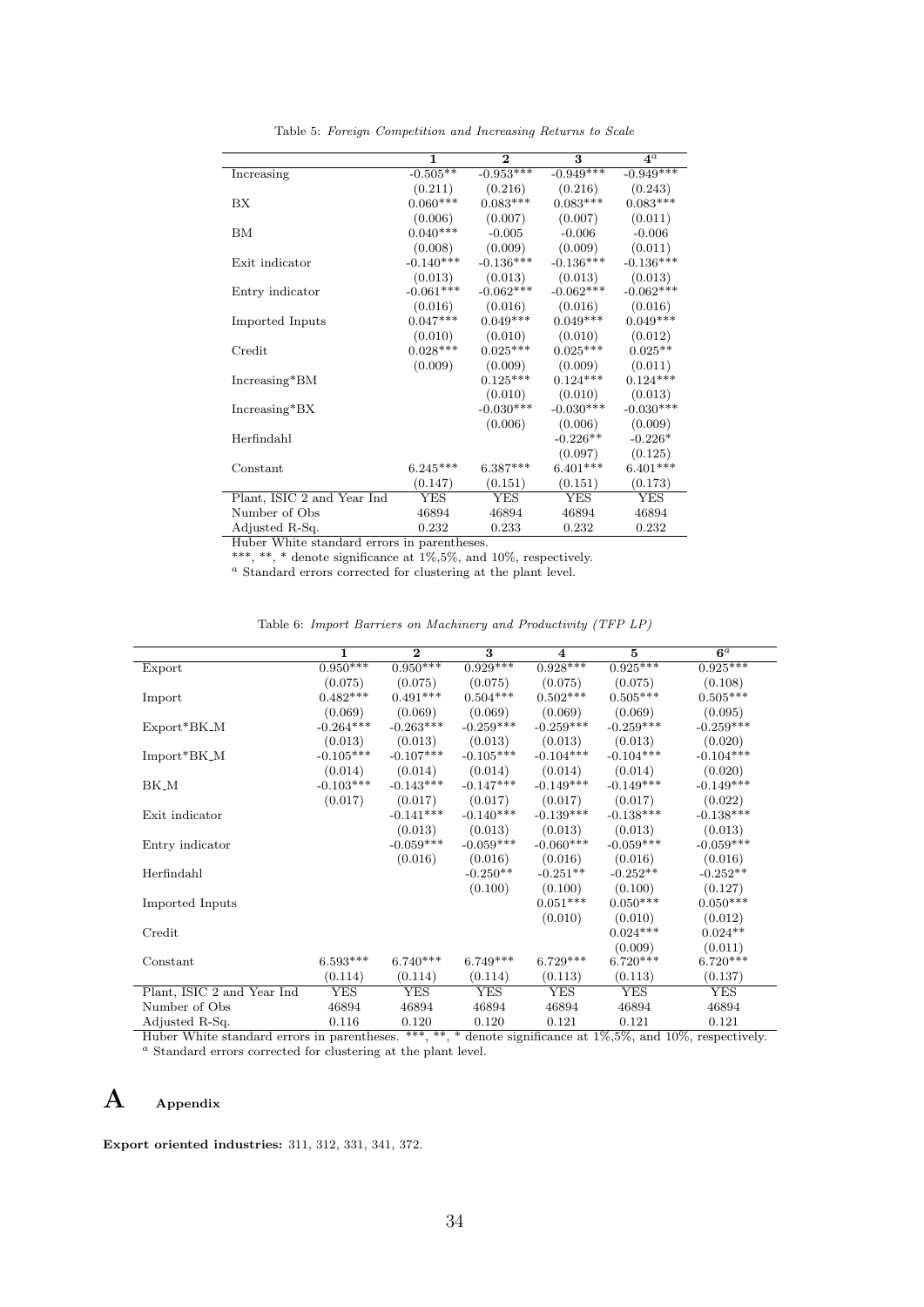Table 5: *Foreign Competition and Increasing Returns to Scale*

| | **1** | **2** | **3** | **4**[a] |
|---|---|---|---|---|
| Increasing | -0.505** | -0.953*** | -0.949*** | -0.949*** |
| | (0.211) | (0.216) | (0.216) | (0.243) |
| BX | 0.060*** | 0.083*** | 0.083*** | 0.083*** |
| | (0.006) | (0.007) | (0.007) | (0.011) |
| BM | 0.040*** | -0.005 | -0.006 | -0.006 |
| | (0.008) | (0.009) | (0.009) | (0.011) |
| Exit indicator | -0.140*** | -0.136*** | -0.136*** | -0.136*** |
| | (0.013) | (0.013) | (0.013) | (0.013) |
| Entry indicator | -0.061*** | -0.062*** | -0.062*** | -0.062*** |
| | (0.016) | (0.016) | (0.016) | (0.016) |
| Imported Inputs | 0.047*** | 0.049*** | 0.049*** | 0.049*** |
| | (0.010) | (0.010) | (0.010) | (0.012) |
| Credit | 0.028*** | 0.025*** | 0.025*** | 0.025** |
| | (0.009) | (0.009) | (0.009) | (0.011) |
| Increasing*BM | | 0.125*** | 0.124*** | 0.124*** |
| | | (0.010) | (0.010) | (0.013) |
| Increasing*BX | | -0.030*** | -0.030*** | -0.030*** |
| | | (0.006) | (0.006) | (0.009) |
| Herfindahl | | | -0.226** | -0.226* |
| | | | (0.097) | (0.125) |
| Constant | 6.245*** | 6.387*** | 6.401*** | 6.401*** |
| | (0.147) | (0.151) | (0.151) | (0.173) |
| Plant, ISIC 2 and Year Ind | YES | YES | YES | YES |
| Number of Obs | 46894 | 46894 | 46894 | 46894 |
| Adjusted R-Sq. | 0.232 | 0.233 | 0.232 | 0.232 |

Huber White standard errors in parentheses.
***, **, * denote significance at 1%,5%, and 10%, respectively.
[a] Standard errors corrected for clustering at the plant level.

Table 6: *Import Barriers on Machinery and Productivity (TFP LP)*

| | **1** | **2** | **3** | **4** | **5** | **6**[a] |
|---|---|---|---|---|---|---|
| Export | 0.950*** | 0.950*** | 0.929*** | 0.928*** | 0.925*** | 0.925*** |
| | (0.075) | (0.075) | (0.075) | (0.075) | (0.075) | (0.108) |
| Import | 0.482*** | 0.491*** | 0.504*** | 0.502*** | 0.505*** | 0.505*** |
| | (0.069) | (0.069) | (0.069) | (0.069) | (0.069) | (0.095) |
| Export*BK_M | -0.264*** | -0.263*** | -0.259*** | -0.259*** | -0.259*** | -0.259*** |
| | (0.013) | (0.013) | (0.013) | (0.013) | (0.013) | (0.020) |
| Import*BK_M | -0.105*** | -0.107*** | -0.105*** | -0.104*** | -0.104*** | -0.104*** |
| | (0.014) | (0.014) | (0.014) | (0.014) | (0.014) | (0.020) |
| BK_M | -0.103*** | -0.143*** | -0.147*** | -0.149*** | -0.149*** | -0.149*** |
| | (0.017) | (0.017) | (0.017) | (0.017) | (0.017) | (0.022) |
| Exit indicator | | -0.141*** | -0.140*** | -0.139*** | -0.138*** | -0.138*** |
| | | (0.013) | (0.013) | (0.013) | (0.013) | (0.013) |
| Entry indicator | | -0.059*** | -0.059*** | -0.060*** | -0.059*** | -0.059*** |
| | | (0.016) | (0.016) | (0.016) | (0.016) | (0.016) |
| Herfindahl | | | -0.250** | -0.251** | -0.252** | -0.252** |
| | | | (0.100) | (0.100) | (0.100) | (0.127) |
| Imported Inputs | | | | 0.051*** | 0.050*** | 0.050*** |
| | | | | (0.010) | (0.010) | (0.012) |
| Credit | | | | | 0.024*** | 0.024** |
| | | | | | (0.009) | (0.011) |
| Constant | 6.593*** | 6.740*** | 6.749*** | 6.729*** | 6.720*** | 6.720*** |
| | (0.114) | (0.114) | (0.114) | (0.113) | (0.113) | (0.137) |
| Plant, ISIC 2 and Year Ind | YES | YES | YES | YES | YES | YES |
| Number of Obs | 46894 | 46894 | 46894 | 46894 | 46894 | 46894 |
| Adjusted R-Sq. | 0.116 | 0.120 | 0.120 | 0.121 | 0.121 | 0.121 |

Huber White standard errors in parentheses. ***, **, * denote significance at 1%,5%, and 10%, respectively.
[a] Standard errors corrected for clustering at the plant level.

# A Appendix

**Export oriented industries:** 311, 312, 331, 341, 372.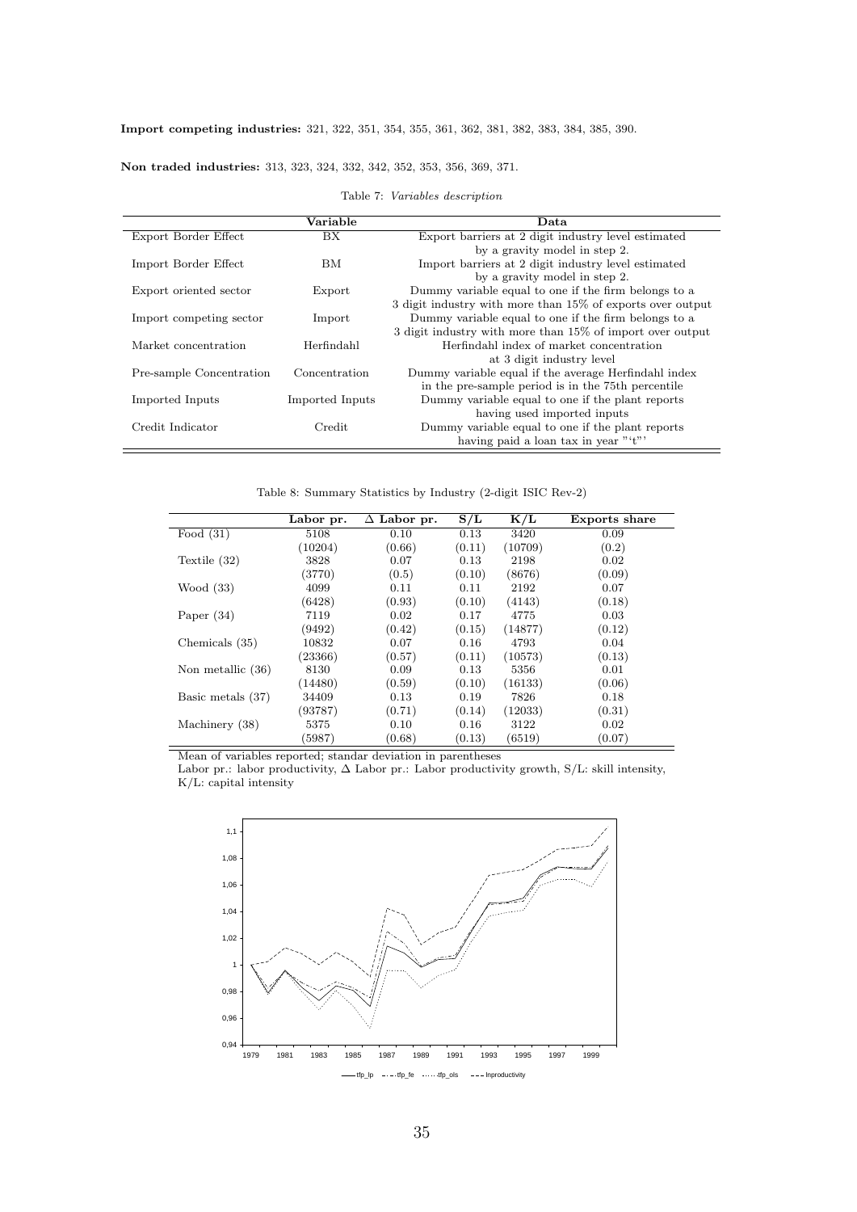**Import competing industries:** 321, 322, 351, 354, 355, 361, 362, 381, 382, 383, 384, 385, 390.

**Non traded industries:** 313, 323, 324, 332, 342, 352, 353, 356, 369, 371.

Table 7: *Variables description*

| | Variable | Data |
|---|---|---|
| Export Border Effect | BX | Export barriers at 2 digit industry level estimated by a gravity model in step 2. |
| Import Border Effect | BM | Import barriers at 2 digit industry level estimated by a gravity model in step 2. |
| Export oriented sector | Export | Dummy variable equal to one if the firm belongs to a 3 digit industry with more than 15% of exports over output |
| Import competing sector | Import | Dummy variable equal to one if the firm belongs to a 3 digit industry with more than 15% of import over output |
| Market concentration | Herfindahl | Herfindahl index of market concentration at 3 digit industry level |
| Pre-sample Concentration | Concentration | Dummy variable equal if the average Herfindahl index in the pre-sample period is in the 75th percentile |
| Imported Inputs | Imported Inputs | Dummy variable equal to one if the plant reports having used imported inputs |
| Credit Indicator | Credit | Dummy variable equal to one if the plant reports having paid a loan tax in year "'t"' |

Table 8: Summary Statistics by Industry (2-digit ISIC Rev-2)

| | Labor pr. | $\Delta$ Labor pr. | S/L | K/L | Exports share |
|---|---|---|---|---|---|
| Food (31) | 5108 | 0.10 | 0.13 | 3420 | 0.09 |
| | (10204) | (0.66) | (0.11) | (10709) | (0.2) |
| Textile (32) | 3828 | 0.07 | 0.13 | 2198 | 0.02 |
| | (3770) | (0.5) | (0.10) | (8676) | (0.09) |
| Wood (33) | 4099 | 0.11 | 0.11 | 2192 | 0.07 |
| | (6428) | (0.93) | (0.10) | (4143) | (0.18) |
| Paper (34) | 7119 | 0.02 | 0.17 | 4775 | 0.03 |
| | (9492) | (0.42) | (0.15) | (14877) | (0.12) |
| Chemicals (35) | 10832 | 0.07 | 0.16 | 4793 | 0.04 |
| | (23366) | (0.57) | (0.11) | (10573) | (0.13) |
| Non metallic (36) | 8130 | 0.09 | 0.13 | 5356 | 0.01 |
| | (14480) | (0.59) | (0.10) | (16133) | (0.06) |
| Basic metals (37) | 34409 | 0.13 | 0.19 | 7826 | 0.18 |
| | (93787) | (0.71) | (0.14) | (12033) | (0.31) |
| Machinery (38) | 5375 | 0.10 | 0.16 | 3122 | 0.02 |
| | (5987) | (0.68) | (0.13) | (6519) | (0.07) |

Mean of variables reported; standar deviation in parentheses
Labor pr.: labor productivity, $\Delta$ Labor pr.: Labor productivity growth, S/L: skill intensity, K/L: capital intensity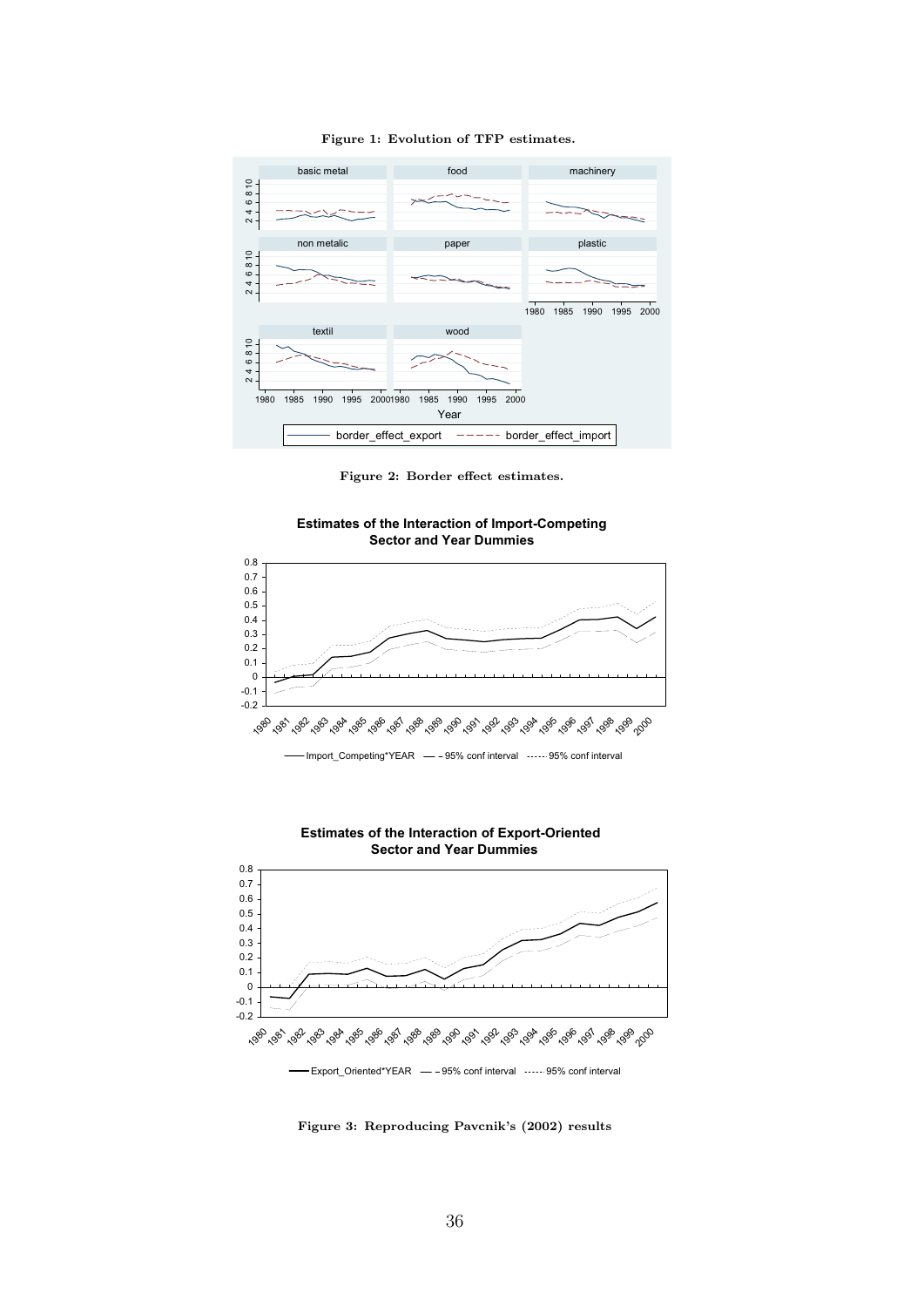**Figure 1: Evolution of TFP estimates.**

**Figure 2: Border effect estimates.**

**Figure 3: Reproducing Pavcnik's (2002) results**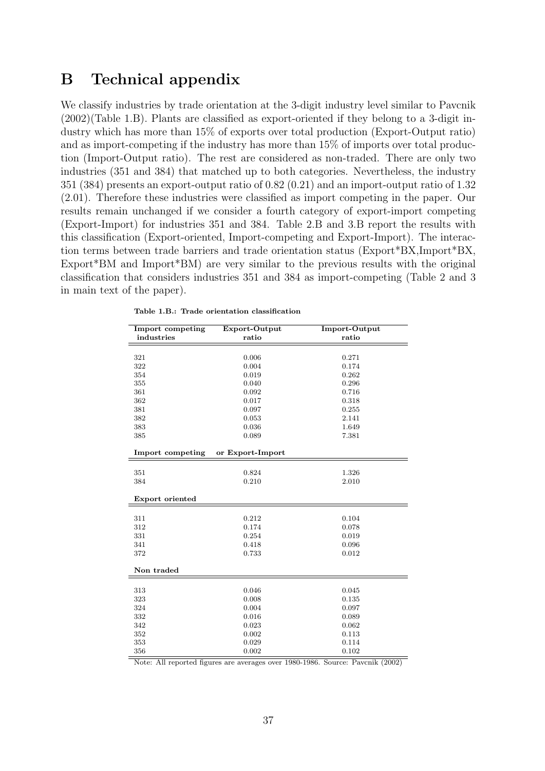## B Technical appendix

We classify industries by trade orientation at the 3-digit industry level similar to Pavcnik (2002)(Table 1.B). Plants are classified as export-oriented if they belong to a 3-digit industry which has more than 15% of exports over total production (Export-Output ratio) and as import-competing if the industry has more than 15% of imports over total production (Import-Output ratio). The rest are considered as non-traded. There are only two industries (351 and 384) that matched up to both categories. Nevertheless, the industry 351 (384) presents an export-output ratio of 0.82 (0.21) and an import-output ratio of 1.32 (2.01). Therefore these industries were classified as import competing in the paper. Our results remain unchanged if we consider a fourth category of export-import competing (Export-Import) for industries 351 and 384. Table 2.B and 3.B report the results with this classification (Export-oriented, Import-competing and Export-Import). The interaction terms between trade barriers and trade orientation status (Export*BX,Import*BX, Export*BM and Import*BM) are very similar to the previous results with the original classification that considers industries 351 and 384 as import-competing (Table 2 and 3 in main text of the paper).

**Table 1.B.: Trade orientation classification**

| Import competing industries | Export-Output ratio | Import-Output ratio |
|---|---|---|
| 321 | 0.006 | 0.271 |
| 322 | 0.004 | 0.174 |
| 354 | 0.019 | 0.262 |
| 355 | 0.040 | 0.296 |
| 361 | 0.092 | 0.716 |
| 362 | 0.017 | 0.318 |
| 381 | 0.097 | 0.255 |
| 382 | 0.053 | 2.141 |
| 383 | 0.036 | 1.649 |
| 385 | 0.089 | 7.381 |
| **Import competing** | **or Export-Import** | |
| 351 | 0.824 | 1.326 |
| 384 | 0.210 | 2.010 |
| **Export oriented** | | |
| 311 | 0.212 | 0.104 |
| 312 | 0.174 | 0.078 |
| 331 | 0.254 | 0.019 |
| 341 | 0.418 | 0.096 |
| 372 | 0.733 | 0.012 |
| **Non traded** | | |
| 313 | 0.046 | 0.045 |
| 323 | 0.008 | 0.135 |
| 324 | 0.004 | 0.097 |
| 332 | 0.016 | 0.089 |
| 342 | 0.023 | 0.062 |
| 352 | 0.002 | 0.113 |
| 353 | 0.029 | 0.114 |
| 356 | 0.002 | 0.102 |

Note: All reported figures are averages over 1980-1986. Source: Pavcnik (2002)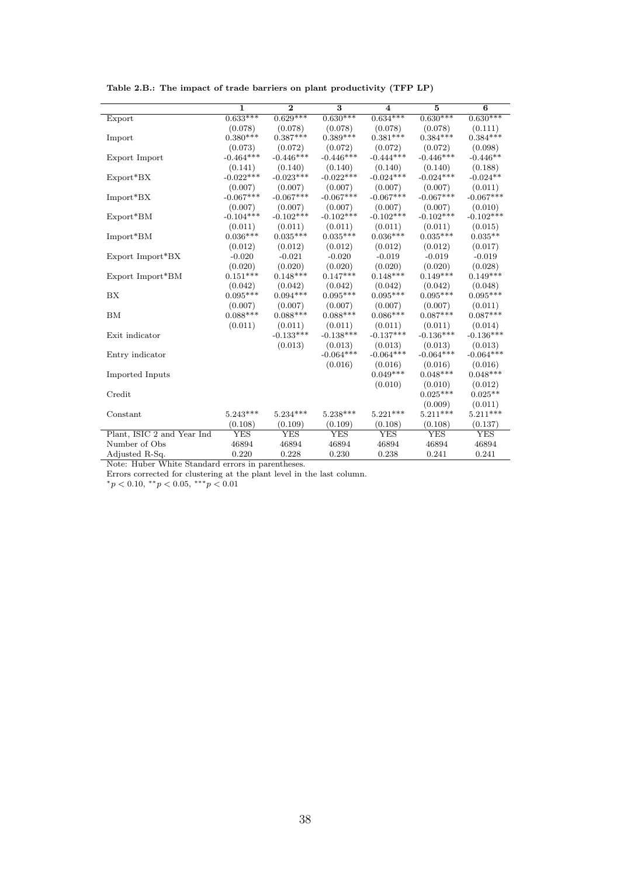**Table 2.B.: The impact of trade barriers on plant productivity (TFP LP)**

| | 1 | 2 | 3 | 4 | 5 | 6 |
|---|---|---|---|---|---|---|
| Export | 0.633*** | 0.629*** | 0.630*** | 0.634*** | 0.630*** | 0.630*** |
| | (0.078) | (0.078) | (0.078) | (0.078) | (0.078) | (0.111) |
| Import | 0.380*** | 0.387*** | 0.389*** | 0.381*** | 0.384*** | 0.384*** |
| | (0.073) | (0.072) | (0.072) | (0.072) | (0.072) | (0.098) |
| Export Import | -0.464*** | -0.446*** | -0.446*** | -0.444*** | -0.446*** | -0.446** |
| | (0.141) | (0.140) | (0.140) | (0.140) | (0.140) | (0.188) |
| Export*BX | -0.022*** | -0.023*** | -0.022*** | -0.024*** | -0.024*** | -0.024** |
| | (0.007) | (0.007) | (0.007) | (0.007) | (0.007) | (0.011) |
| Import*BX | -0.067*** | -0.067*** | -0.067*** | -0.067*** | -0.067*** | -0.067*** |
| | (0.007) | (0.007) | (0.007) | (0.007) | (0.007) | (0.010) |
| Export*BM | -0.104*** | -0.102*** | -0.102*** | -0.102*** | -0.102*** | -0.102*** |
| | (0.011) | (0.011) | (0.011) | (0.011) | (0.011) | (0.015) |
| Import*BM | 0.036*** | 0.035*** | 0.035*** | 0.036*** | 0.035*** | 0.035** |
| | (0.012) | (0.012) | (0.012) | (0.012) | (0.012) | (0.017) |
| Export Import*BX | -0.020 | -0.021 | -0.020 | -0.019 | -0.019 | -0.019 |
| | (0.020) | (0.020) | (0.020) | (0.020) | (0.020) | (0.028) |
| Export Import*BM | 0.151*** | 0.148*** | 0.147*** | 0.148*** | 0.149*** | 0.149*** |
| | (0.042) | (0.042) | (0.042) | (0.042) | (0.042) | (0.048) |
| BX | 0.095*** | 0.094*** | 0.095*** | 0.095*** | 0.095*** | 0.095*** |
| | (0.007) | (0.007) | (0.007) | (0.007) | (0.007) | (0.011) |
| BM | 0.088*** | 0.088*** | 0.088*** | 0.086*** | 0.087*** | 0.087*** |
| | (0.011) | (0.011) | (0.011) | (0.011) | (0.011) | (0.014) |
| Exit indicator | | -0.133*** | -0.138*** | -0.137*** | -0.136*** | -0.136*** |
| | | (0.013) | (0.013) | (0.013) | (0.013) | (0.013) |
| Entry indicator | | | -0.064*** | -0.064*** | -0.064*** | -0.064*** |
| | | | (0.016) | (0.016) | (0.016) | (0.016) |
| Imported Inputs | | | | 0.049*** | 0.048*** | 0.048*** |
| | | | | (0.010) | (0.010) | (0.012) |
| Credit | | | | | 0.025*** | 0.025** |
| | | | | | (0.009) | (0.011) |
| Constant | 5.243*** | 5.234*** | 5.238*** | 5.221*** | 5.211*** | 5.211*** |
| | (0.108) | (0.109) | (0.109) | (0.108) | (0.108) | (0.137) |
| Plant, ISIC 2 and Year Ind | YES | YES | YES | YES | YES | YES |
| Number of Obs | 46894 | 46894 | 46894 | 46894 | 46894 | 46894 |
| Adjusted R-Sq. | 0.220 | 0.228 | 0.230 | 0.238 | 0.241 | 0.241 |

Note: Huber White Standard errors in parentheses.

Errors corrected for clustering at the plant level in the last column.

$^{*}p < 0.10$, $^{**}p < 0.05$, $^{***}p < 0.01$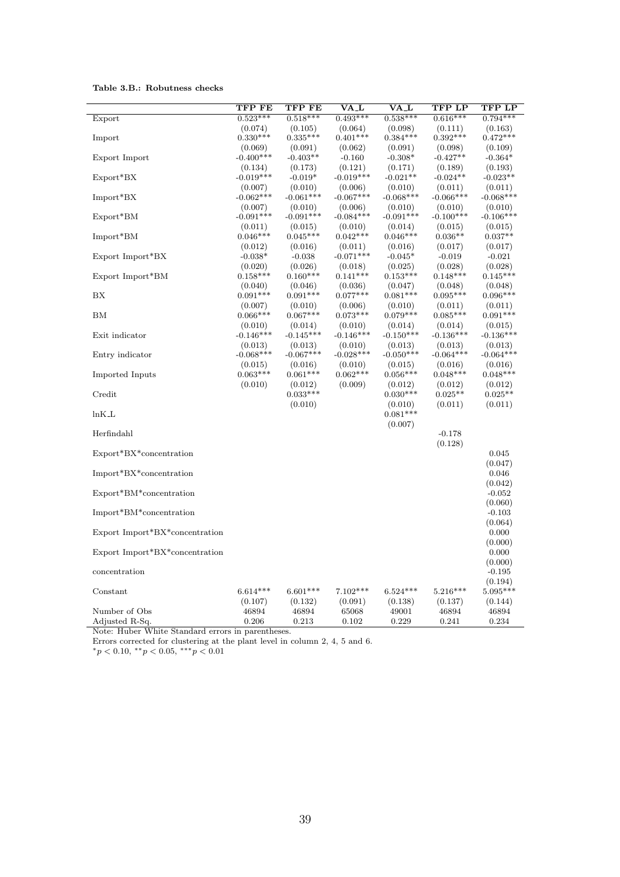**Table 3.B.: Robustness checks**

| | TFP FE | TFP FE | VA_L | VA_L | TFP LP | TFP LP |
|---|---|---|---|---|---|---|
| Export | 0.523*** | 0.518*** | 0.493*** | 0.538*** | 0.616*** | 0.794*** |
| | (0.074) | (0.105) | (0.064) | (0.098) | (0.111) | (0.163) |
| Import | 0.330*** | 0.335*** | 0.401*** | 0.384*** | 0.392*** | 0.472*** |
| | (0.069) | (0.091) | (0.062) | (0.091) | (0.098) | (0.109) |
| Export Import | -0.400*** | -0.403** | -0.160 | -0.308* | -0.427** | -0.364* |
| | (0.134) | (0.173) | (0.121) | (0.171) | (0.189) | (0.193) |
| Export*BX | -0.019*** | -0.019* | -0.019*** | -0.021** | -0.024** | -0.023** |
| | (0.007) | (0.010) | (0.006) | (0.010) | (0.011) | (0.011) |
| Import*BX | -0.062*** | -0.061*** | -0.067*** | -0.068*** | -0.066*** | -0.068*** |
| | (0.007) | (0.010) | (0.006) | (0.010) | (0.010) | (0.010) |
| Export*BM | -0.091*** | -0.091*** | -0.084*** | -0.091*** | -0.100*** | -0.106*** |
| | (0.011) | (0.015) | (0.010) | (0.014) | (0.015) | (0.015) |
| Import*BM | 0.046*** | 0.045*** | 0.042*** | 0.046*** | 0.036** | 0.037** |
| | (0.012) | (0.016) | (0.011) | (0.016) | (0.017) | (0.017) |
| Export Import*BX | -0.038* | -0.038 | -0.071*** | -0.045* | -0.019 | -0.021 |
| | (0.020) | (0.026) | (0.018) | (0.025) | (0.028) | (0.028) |
| Export Import*BM | 0.158*** | 0.160*** | 0.141*** | 0.153*** | 0.148*** | 0.145*** |
| | (0.040) | (0.046) | (0.036) | (0.047) | (0.048) | (0.048) |
| BX | 0.091*** | 0.091*** | 0.077*** | 0.081*** | 0.095*** | 0.096*** |
| | (0.007) | (0.010) | (0.006) | (0.010) | (0.011) | (0.011) |
| BM | 0.066*** | 0.067*** | 0.073*** | 0.079*** | 0.085*** | 0.091*** |
| | (0.010) | (0.014) | (0.010) | (0.014) | (0.014) | (0.015) |
| Exit indicator | -0.146*** | -0.145*** | -0.146*** | -0.150*** | -0.136*** | -0.136*** |
| | (0.013) | (0.013) | (0.010) | (0.013) | (0.013) | (0.013) |
| Entry indicator | -0.068*** | -0.067*** | -0.028*** | -0.050*** | -0.064*** | -0.064*** |
| | (0.015) | (0.016) | (0.010) | (0.015) | (0.016) | (0.016) |
| Imported Inputs | 0.063*** | 0.061*** | 0.062*** | 0.056*** | 0.048*** | 0.048*** |
| | (0.010) | (0.012) | (0.009) | (0.012) | (0.012) | (0.012) |
| Credit | | 0.033*** | | 0.030*** | 0.025** | 0.025** |
| | | (0.010) | | (0.010) | (0.011) | (0.011) |
| lnK_L | | | | 0.081*** | | |
| | | | | (0.007) | | |
| Herfindahl | | | | | -0.178 | |
| | | | | | (0.128) | |
| Export*BX*concentration | | | | | | 0.045 |
| | | | | | | (0.047) |
| Import*BX*concentration | | | | | | 0.046 |
| | | | | | | (0.042) |
| Export*BM*concentration | | | | | | -0.052 |
| | | | | | | (0.060) |
| Import*BM*concentration | | | | | | -0.103 |
| | | | | | | (0.064) |
| Export Import*BX*concentration | | | | | | 0.000 |
| | | | | | | (0.000) |
| Export Import*BX*concentration | | | | | | 0.000 |
| | | | | | | (0.000) |
| concentration | | | | | | -0.195 |
| | | | | | | (0.194) |
| Constant | 6.614*** | 6.601*** | 7.102*** | 6.524*** | 5.216*** | 5.095*** |
| | (0.107) | (0.132) | (0.091) | (0.138) | (0.137) | (0.144) |
| Number of Obs | 46894 | 46894 | 65068 | 49001 | 46894 | 46894 |
| Adjusted R-Sq. | 0.206 | 0.213 | 0.102 | 0.229 | 0.241 | 0.234 |

Note: Huber White Standard errors in parentheses.
Errors corrected for clustering at the plant level in column 2, 4, 5 and 6.
$^{*}p < 0.10$, $^{**}p < 0.05$, $^{***}p < 0.01$